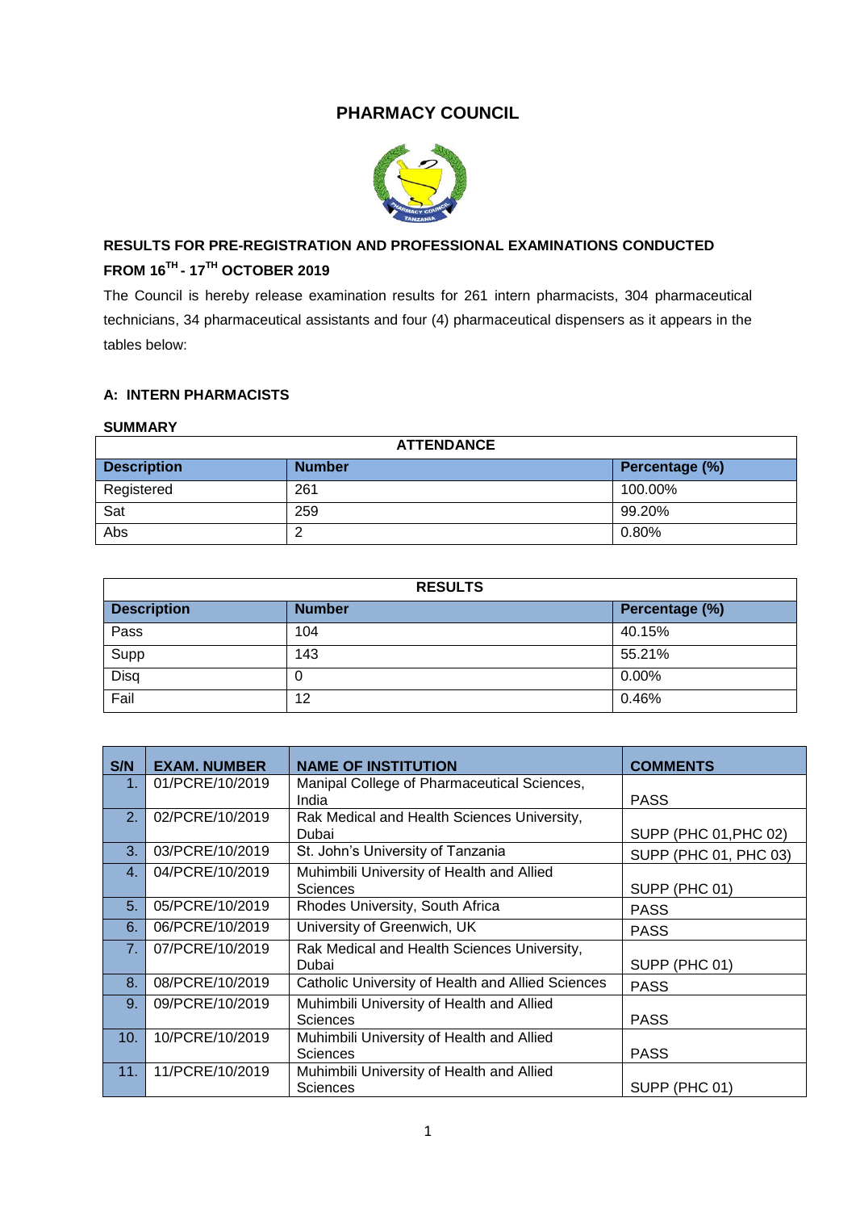# PHARMACY COUNCIL

## RESULTS FOR PRE-REGISTRATION AND PROFESSIONAL EXAMINATIONS CONDUCTED FROM 16TH - 17TH OCTOBER 2019

The Council is hereby release examination results for 261 intern pharmacists, 304 pharmaceutical technicians, 34 pharmaceutical assistants and four (4) pharmaceutical dispensers as it appears in the tables below:

### A: INTERN PHARMACISTS

**SUMMARY**

| ATTENDANCE | | |
|---|---|---|
| **Description** | **Number** | **Percentage (%)** |
| Registered | 261 | 100.00% |
| Sat | 259 | 99.20% |
| Abs | 2 | 0.80% |

| RESULTS | | |
|---|---|---|
| **Description** | **Number** | **Percentage (%)** |
| Pass | 104 | 40.15% |
| Supp | 143 | 55.21% |
| Disq | 0 | 0.00% |
| Fail | 12 | 0.46% |

| S/N | EXAM. NUMBER | NAME OF INSTITUTION | COMMENTS |
|---|---|---|---|
| 1. | 01/PCRE/10/2019 | Manipal College of Pharmaceutical Sciences, India | PASS |
| 2. | 02/PCRE/10/2019 | Rak Medical and Health Sciences University, Dubai | SUPP (PHC 01,PHC 02) |
| 3. | 03/PCRE/10/2019 | St. John's University of Tanzania | SUPP (PHC 01, PHC 03) |
| 4. | 04/PCRE/10/2019 | Muhimbili University of Health and Allied Sciences | SUPP (PHC 01) |
| 5. | 05/PCRE/10/2019 | Rhodes University, South Africa | PASS |
| 6. | 06/PCRE/10/2019 | University of Greenwich, UK | PASS |
| 7. | 07/PCRE/10/2019 | Rak Medical and Health Sciences University, Dubai | SUPP (PHC 01) |
| 8. | 08/PCRE/10/2019 | Catholic University of Health and Allied Sciences | PASS |
| 9. | 09/PCRE/10/2019 | Muhimbili University of Health and Allied Sciences | PASS |
| 10. | 10/PCRE/10/2019 | Muhimbili University of Health and Allied Sciences | PASS |
| 11. | 11/PCRE/10/2019 | Muhimbili University of Health and Allied Sciences | SUPP (PHC 01) |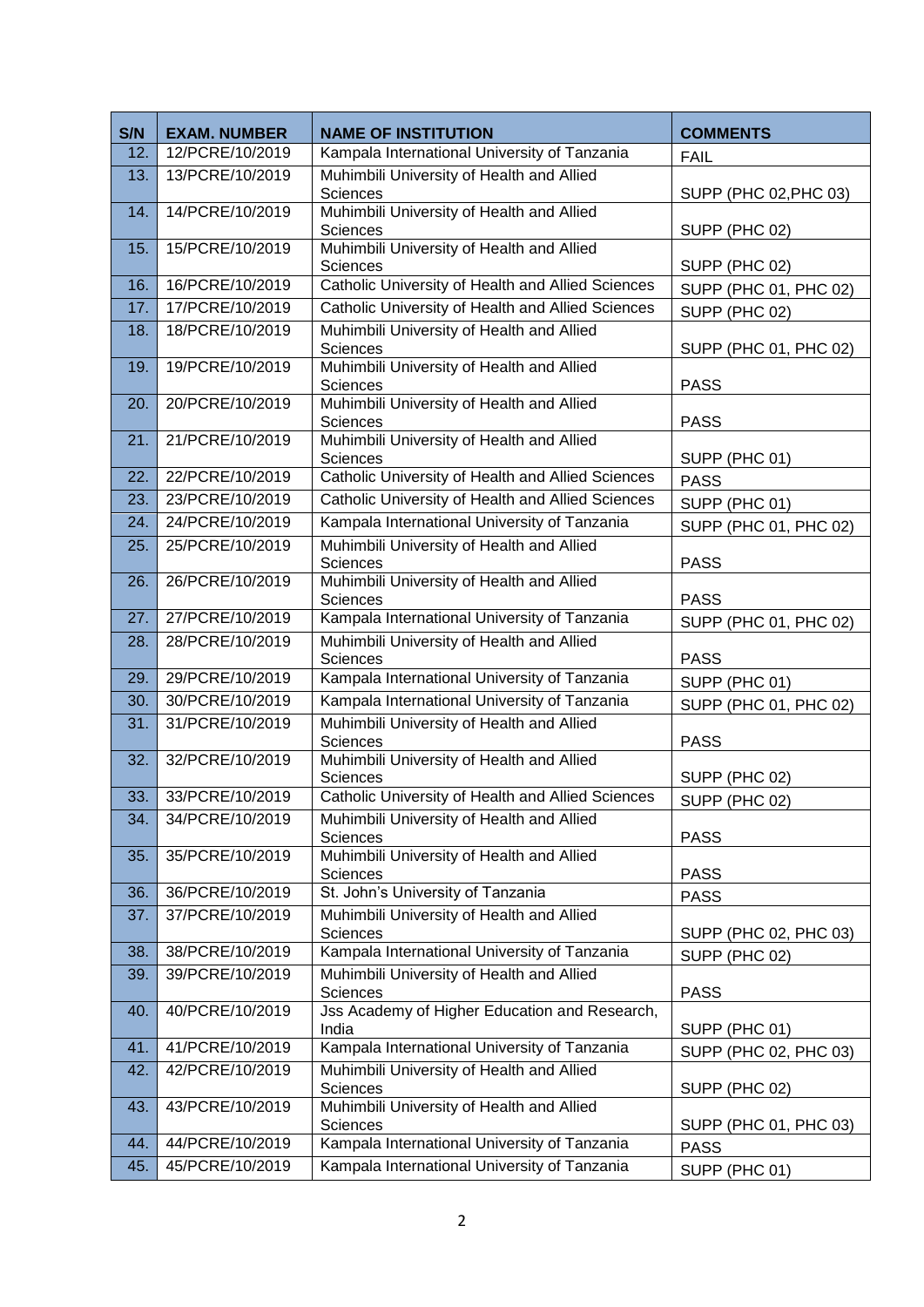| S/N | EXAM. NUMBER | NAME OF INSTITUTION | COMMENTS |
|---|---|---|---|
| 12. | 12/PCRE/10/2019 | Kampala International University of Tanzania | FAIL |
| 13. | 13/PCRE/10/2019 | Muhimbili University of Health and Allied Sciences | SUPP (PHC 02,PHC 03) |
| 14. | 14/PCRE/10/2019 | Muhimbili University of Health and Allied Sciences | SUPP (PHC 02) |
| 15. | 15/PCRE/10/2019 | Muhimbili University of Health and Allied Sciences | SUPP (PHC 02) |
| 16. | 16/PCRE/10/2019 | Catholic University of Health and Allied Sciences | SUPP (PHC 01, PHC 02) |
| 17. | 17/PCRE/10/2019 | Catholic University of Health and Allied Sciences | SUPP (PHC 02) |
| 18. | 18/PCRE/10/2019 | Muhimbili University of Health and Allied Sciences | SUPP (PHC 01, PHC 02) |
| 19. | 19/PCRE/10/2019 | Muhimbili University of Health and Allied Sciences | PASS |
| 20. | 20/PCRE/10/2019 | Muhimbili University of Health and Allied Sciences | PASS |
| 21. | 21/PCRE/10/2019 | Muhimbili University of Health and Allied Sciences | SUPP (PHC 01) |
| 22. | 22/PCRE/10/2019 | Catholic University of Health and Allied Sciences | PASS |
| 23. | 23/PCRE/10/2019 | Catholic University of Health and Allied Sciences | SUPP (PHC 01) |
| 24. | 24/PCRE/10/2019 | Kampala International University of Tanzania | SUPP (PHC 01, PHC 02) |
| 25. | 25/PCRE/10/2019 | Muhimbili University of Health and Allied Sciences | PASS |
| 26. | 26/PCRE/10/2019 | Muhimbili University of Health and Allied Sciences | PASS |
| 27. | 27/PCRE/10/2019 | Kampala International University of Tanzania | SUPP (PHC 01, PHC 02) |
| 28. | 28/PCRE/10/2019 | Muhimbili University of Health and Allied Sciences | PASS |
| 29. | 29/PCRE/10/2019 | Kampala International University of Tanzania | SUPP (PHC 01) |
| 30. | 30/PCRE/10/2019 | Kampala International University of Tanzania | SUPP (PHC 01, PHC 02) |
| 31. | 31/PCRE/10/2019 | Muhimbili University of Health and Allied Sciences | PASS |
| 32. | 32/PCRE/10/2019 | Muhimbili University of Health and Allied Sciences | SUPP (PHC 02) |
| 33. | 33/PCRE/10/2019 | Catholic University of Health and Allied Sciences | SUPP (PHC 02) |
| 34. | 34/PCRE/10/2019 | Muhimbili University of Health and Allied Sciences | PASS |
| 35. | 35/PCRE/10/2019 | Muhimbili University of Health and Allied Sciences | PASS |
| 36. | 36/PCRE/10/2019 | St. John's University of Tanzania | PASS |
| 37. | 37/PCRE/10/2019 | Muhimbili University of Health and Allied Sciences | SUPP (PHC 02, PHC 03) |
| 38. | 38/PCRE/10/2019 | Kampala International University of Tanzania | SUPP (PHC 02) |
| 39. | 39/PCRE/10/2019 | Muhimbili University of Health and Allied Sciences | PASS |
| 40. | 40/PCRE/10/2019 | Jss Academy of Higher Education and Research, India | SUPP (PHC 01) |
| 41. | 41/PCRE/10/2019 | Kampala International University of Tanzania | SUPP (PHC 02, PHC 03) |
| 42. | 42/PCRE/10/2019 | Muhimbili University of Health and Allied Sciences | SUPP (PHC 02) |
| 43. | 43/PCRE/10/2019 | Muhimbili University of Health and Allied Sciences | SUPP (PHC 01, PHC 03) |
| 44. | 44/PCRE/10/2019 | Kampala International University of Tanzania | PASS |
| 45. | 45/PCRE/10/2019 | Kampala International University of Tanzania | SUPP (PHC 01) |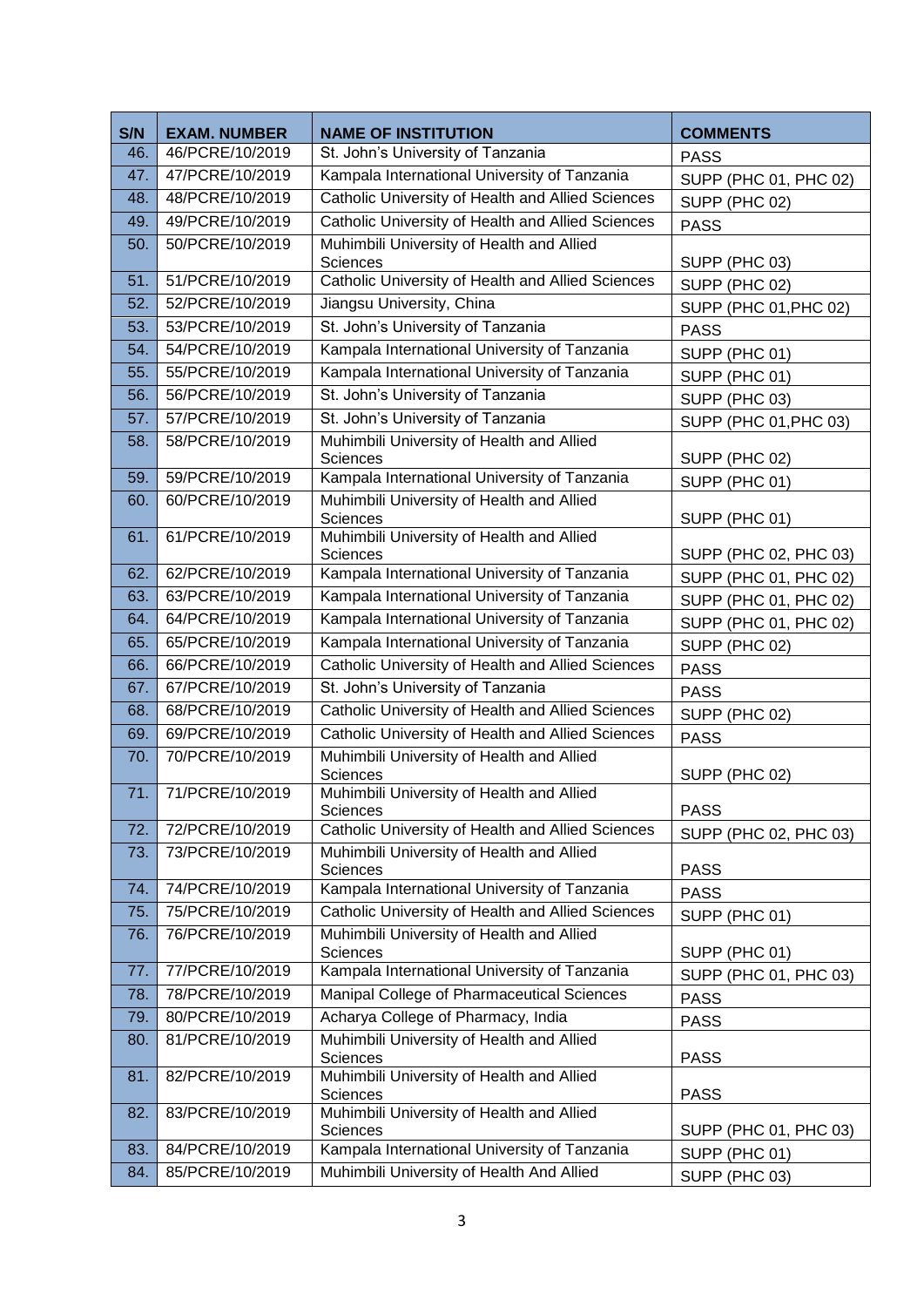| S/N | EXAM. NUMBER | NAME OF INSTITUTION | COMMENTS |
|---|---|---|---|
| 46. | 46/PCRE/10/2019 | St. John's University of Tanzania | PASS |
| 47. | 47/PCRE/10/2019 | Kampala International University of Tanzania | SUPP (PHC 01, PHC 02) |
| 48. | 48/PCRE/10/2019 | Catholic University of Health and Allied Sciences | SUPP (PHC 02) |
| 49. | 49/PCRE/10/2019 | Catholic University of Health and Allied Sciences | PASS |
| 50. | 50/PCRE/10/2019 | Muhimbili University of Health and Allied Sciences | SUPP (PHC 03) |
| 51. | 51/PCRE/10/2019 | Catholic University of Health and Allied Sciences | SUPP (PHC 02) |
| 52. | 52/PCRE/10/2019 | Jiangsu University, China | SUPP (PHC 01,PHC 02) |
| 53. | 53/PCRE/10/2019 | St. John's University of Tanzania | PASS |
| 54. | 54/PCRE/10/2019 | Kampala International University of Tanzania | SUPP (PHC 01) |
| 55. | 55/PCRE/10/2019 | Kampala International University of Tanzania | SUPP (PHC 01) |
| 56. | 56/PCRE/10/2019 | St. John's University of Tanzania | SUPP (PHC 03) |
| 57. | 57/PCRE/10/2019 | St. John's University of Tanzania | SUPP (PHC 01,PHC 03) |
| 58. | 58/PCRE/10/2019 | Muhimbili University of Health and Allied Sciences | SUPP (PHC 02) |
| 59. | 59/PCRE/10/2019 | Kampala International University of Tanzania | SUPP (PHC 01) |
| 60. | 60/PCRE/10/2019 | Muhimbili University of Health and Allied Sciences | SUPP (PHC 01) |
| 61. | 61/PCRE/10/2019 | Muhimbili University of Health and Allied Sciences | SUPP (PHC 02, PHC 03) |
| 62. | 62/PCRE/10/2019 | Kampala International University of Tanzania | SUPP (PHC 01, PHC 02) |
| 63. | 63/PCRE/10/2019 | Kampala International University of Tanzania | SUPP (PHC 01, PHC 02) |
| 64. | 64/PCRE/10/2019 | Kampala International University of Tanzania | SUPP (PHC 01, PHC 02) |
| 65. | 65/PCRE/10/2019 | Kampala International University of Tanzania | SUPP (PHC 02) |
| 66. | 66/PCRE/10/2019 | Catholic University of Health and Allied Sciences | PASS |
| 67. | 67/PCRE/10/2019 | St. John's University of Tanzania | PASS |
| 68. | 68/PCRE/10/2019 | Catholic University of Health and Allied Sciences | SUPP (PHC 02) |
| 69. | 69/PCRE/10/2019 | Catholic University of Health and Allied Sciences | PASS |
| 70. | 70/PCRE/10/2019 | Muhimbili University of Health and Allied Sciences | SUPP (PHC 02) |
| 71. | 71/PCRE/10/2019 | Muhimbili University of Health and Allied Sciences | PASS |
| 72. | 72/PCRE/10/2019 | Catholic University of Health and Allied Sciences | SUPP (PHC 02, PHC 03) |
| 73. | 73/PCRE/10/2019 | Muhimbili University of Health and Allied Sciences | PASS |
| 74. | 74/PCRE/10/2019 | Kampala International University of Tanzania | PASS |
| 75. | 75/PCRE/10/2019 | Catholic University of Health and Allied Sciences | SUPP (PHC 01) |
| 76. | 76/PCRE/10/2019 | Muhimbili University of Health and Allied Sciences | SUPP (PHC 01) |
| 77. | 77/PCRE/10/2019 | Kampala International University of Tanzania | SUPP (PHC 01, PHC 03) |
| 78. | 78/PCRE/10/2019 | Manipal College of Pharmaceutical Sciences | PASS |
| 79. | 80/PCRE/10/2019 | Acharya College of Pharmacy, India | PASS |
| 80. | 81/PCRE/10/2019 | Muhimbili University of Health and Allied Sciences | PASS |
| 81. | 82/PCRE/10/2019 | Muhimbili University of Health and Allied Sciences | PASS |
| 82. | 83/PCRE/10/2019 | Muhimbili University of Health and Allied Sciences | SUPP (PHC 01, PHC 03) |
| 83. | 84/PCRE/10/2019 | Kampala International University of Tanzania | SUPP (PHC 01) |
| 84. | 85/PCRE/10/2019 | Muhimbili University of Health And Allied | SUPP (PHC 03) |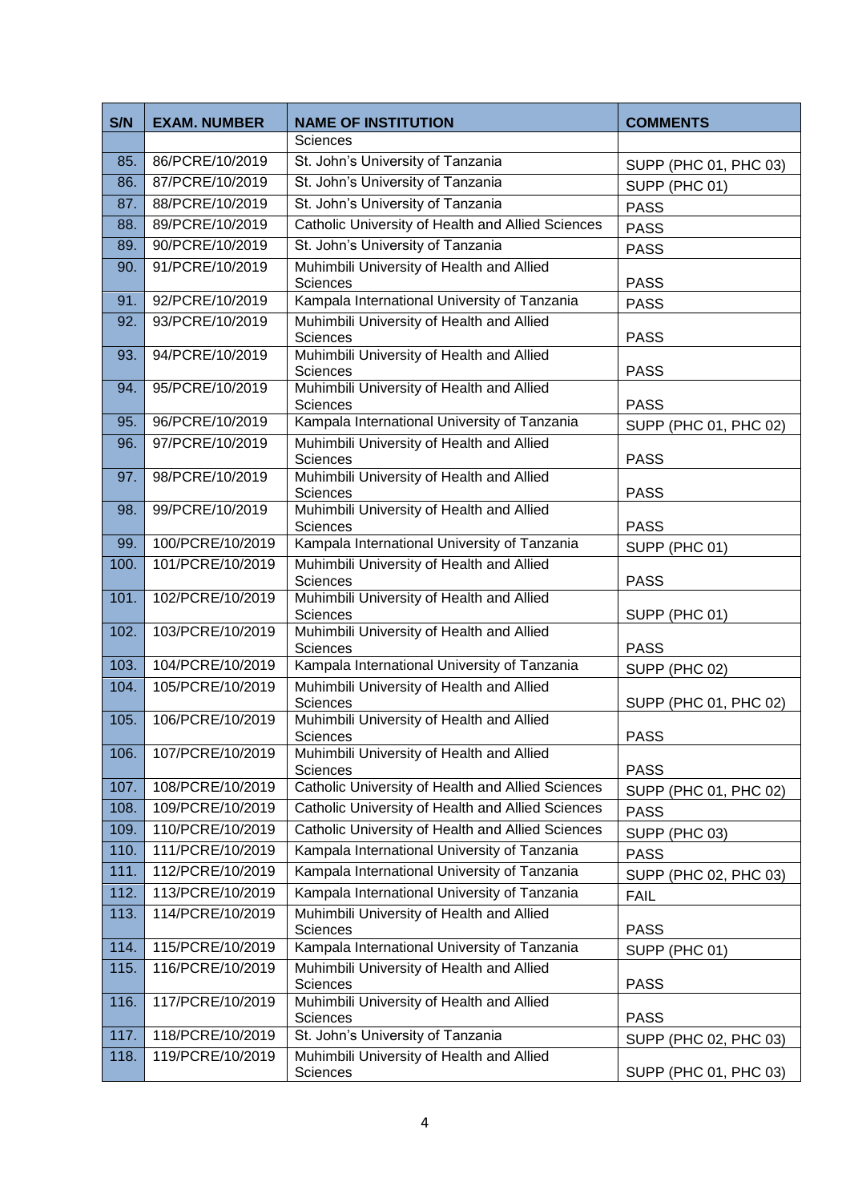| S/N | EXAM. NUMBER | NAME OF INSTITUTION | COMMENTS |
|---|---|---|---|
| | | Sciences | |
| 85. | 86/PCRE/10/2019 | St. John's University of Tanzania | SUPP (PHC 01, PHC 03) |
| 86. | 87/PCRE/10/2019 | St. John's University of Tanzania | SUPP (PHC 01) |
| 87. | 88/PCRE/10/2019 | St. John's University of Tanzania | PASS |
| 88. | 89/PCRE/10/2019 | Catholic University of Health and Allied Sciences | PASS |
| 89. | 90/PCRE/10/2019 | St. John's University of Tanzania | PASS |
| 90. | 91/PCRE/10/2019 | Muhimbili University of Health and Allied Sciences | PASS |
| 91. | 92/PCRE/10/2019 | Kampala International University of Tanzania | PASS |
| 92. | 93/PCRE/10/2019 | Muhimbili University of Health and Allied Sciences | PASS |
| 93. | 94/PCRE/10/2019 | Muhimbili University of Health and Allied Sciences | PASS |
| 94. | 95/PCRE/10/2019 | Muhimbili University of Health and Allied Sciences | PASS |
| 95. | 96/PCRE/10/2019 | Kampala International University of Tanzania | SUPP (PHC 01, PHC 02) |
| 96. | 97/PCRE/10/2019 | Muhimbili University of Health and Allied Sciences | PASS |
| 97. | 98/PCRE/10/2019 | Muhimbili University of Health and Allied Sciences | PASS |
| 98. | 99/PCRE/10/2019 | Muhimbili University of Health and Allied Sciences | PASS |
| 99. | 100/PCRE/10/2019 | Kampala International University of Tanzania | SUPP (PHC 01) |
| 100. | 101/PCRE/10/2019 | Muhimbili University of Health and Allied Sciences | PASS |
| 101. | 102/PCRE/10/2019 | Muhimbili University of Health and Allied Sciences | SUPP (PHC 01) |
| 102. | 103/PCRE/10/2019 | Muhimbili University of Health and Allied Sciences | PASS |
| 103. | 104/PCRE/10/2019 | Kampala International University of Tanzania | SUPP (PHC 02) |
| 104. | 105/PCRE/10/2019 | Muhimbili University of Health and Allied Sciences | SUPP (PHC 01, PHC 02) |
| 105. | 106/PCRE/10/2019 | Muhimbili University of Health and Allied Sciences | PASS |
| 106. | 107/PCRE/10/2019 | Muhimbili University of Health and Allied Sciences | PASS |
| 107. | 108/PCRE/10/2019 | Catholic University of Health and Allied Sciences | SUPP (PHC 01, PHC 02) |
| 108. | 109/PCRE/10/2019 | Catholic University of Health and Allied Sciences | PASS |
| 109. | 110/PCRE/10/2019 | Catholic University of Health and Allied Sciences | SUPP (PHC 03) |
| 110. | 111/PCRE/10/2019 | Kampala International University of Tanzania | PASS |
| 111. | 112/PCRE/10/2019 | Kampala International University of Tanzania | SUPP (PHC 02, PHC 03) |
| 112. | 113/PCRE/10/2019 | Kampala International University of Tanzania | FAIL |
| 113. | 114/PCRE/10/2019 | Muhimbili University of Health and Allied Sciences | PASS |
| 114. | 115/PCRE/10/2019 | Kampala International University of Tanzania | SUPP (PHC 01) |
| 115. | 116/PCRE/10/2019 | Muhimbili University of Health and Allied Sciences | PASS |
| 116. | 117/PCRE/10/2019 | Muhimbili University of Health and Allied Sciences | PASS |
| 117. | 118/PCRE/10/2019 | St. John's University of Tanzania | SUPP (PHC 02, PHC 03) |
| 118. | 119/PCRE/10/2019 | Muhimbili University of Health and Allied Sciences | SUPP (PHC 01, PHC 03) |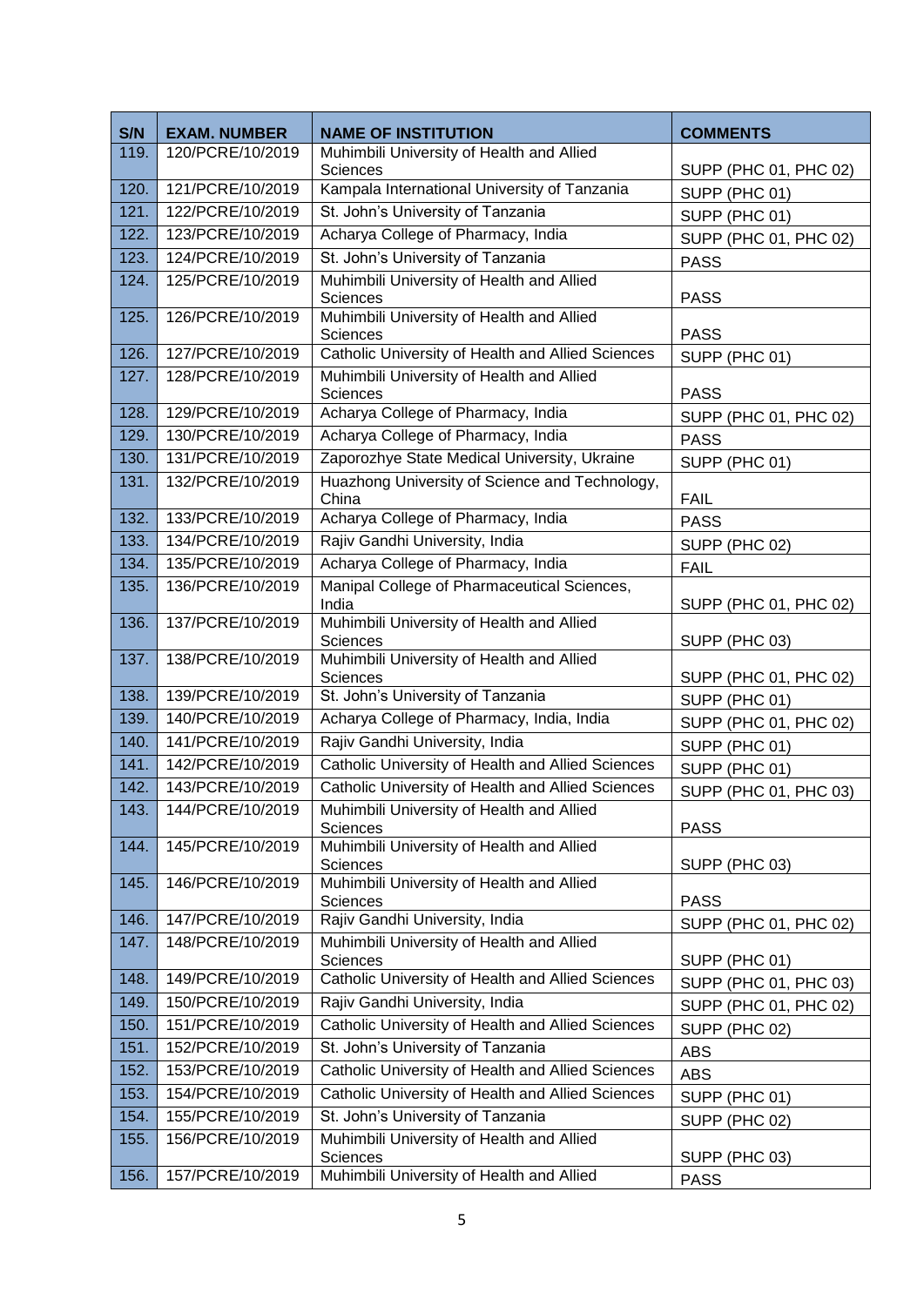| S/N | EXAM. NUMBER | NAME OF INSTITUTION | COMMENTS |
|---|---|---|---|
| 119. | 120/PCRE/10/2019 | Muhimbili University of Health and Allied Sciences | SUPP (PHC 01, PHC 02) |
| 120. | 121/PCRE/10/2019 | Kampala International University of Tanzania | SUPP (PHC 01) |
| 121. | 122/PCRE/10/2019 | St. John's University of Tanzania | SUPP (PHC 01) |
| 122. | 123/PCRE/10/2019 | Acharya College of Pharmacy, India | SUPP (PHC 01, PHC 02) |
| 123. | 124/PCRE/10/2019 | St. John's University of Tanzania | PASS |
| 124. | 125/PCRE/10/2019 | Muhimbili University of Health and Allied Sciences | PASS |
| 125. | 126/PCRE/10/2019 | Muhimbili University of Health and Allied Sciences | PASS |
| 126. | 127/PCRE/10/2019 | Catholic University of Health and Allied Sciences | SUPP (PHC 01) |
| 127. | 128/PCRE/10/2019 | Muhimbili University of Health and Allied Sciences | PASS |
| 128. | 129/PCRE/10/2019 | Acharya College of Pharmacy, India | SUPP (PHC 01, PHC 02) |
| 129. | 130/PCRE/10/2019 | Acharya College of Pharmacy, India | PASS |
| 130. | 131/PCRE/10/2019 | Zaporozhye State Medical University, Ukraine | SUPP (PHC 01) |
| 131. | 132/PCRE/10/2019 | Huazhong University of Science and Technology, China | FAIL |
| 132. | 133/PCRE/10/2019 | Acharya College of Pharmacy, India | PASS |
| 133. | 134/PCRE/10/2019 | Rajiv Gandhi University, India | SUPP (PHC 02) |
| 134. | 135/PCRE/10/2019 | Acharya College of Pharmacy, India | FAIL |
| 135. | 136/PCRE/10/2019 | Manipal College of Pharmaceutical Sciences, India | SUPP (PHC 01, PHC 02) |
| 136. | 137/PCRE/10/2019 | Muhimbili University of Health and Allied Sciences | SUPP (PHC 03) |
| 137. | 138/PCRE/10/2019 | Muhimbili University of Health and Allied Sciences | SUPP (PHC 01, PHC 02) |
| 138. | 139/PCRE/10/2019 | St. John's University of Tanzania | SUPP (PHC 01) |
| 139. | 140/PCRE/10/2019 | Acharya College of Pharmacy, India, India | SUPP (PHC 01, PHC 02) |
| 140. | 141/PCRE/10/2019 | Rajiv Gandhi University, India | SUPP (PHC 01) |
| 141. | 142/PCRE/10/2019 | Catholic University of Health and Allied Sciences | SUPP (PHC 01) |
| 142. | 143/PCRE/10/2019 | Catholic University of Health and Allied Sciences | SUPP (PHC 01, PHC 03) |
| 143. | 144/PCRE/10/2019 | Muhimbili University of Health and Allied Sciences | PASS |
| 144. | 145/PCRE/10/2019 | Muhimbili University of Health and Allied Sciences | SUPP (PHC 03) |
| 145. | 146/PCRE/10/2019 | Muhimbili University of Health and Allied Sciences | PASS |
| 146. | 147/PCRE/10/2019 | Rajiv Gandhi University, India | SUPP (PHC 01, PHC 02) |
| 147. | 148/PCRE/10/2019 | Muhimbili University of Health and Allied Sciences | SUPP (PHC 01) |
| 148. | 149/PCRE/10/2019 | Catholic University of Health and Allied Sciences | SUPP (PHC 01, PHC 03) |
| 149. | 150/PCRE/10/2019 | Rajiv Gandhi University, India | SUPP (PHC 01, PHC 02) |
| 150. | 151/PCRE/10/2019 | Catholic University of Health and Allied Sciences | SUPP (PHC 02) |
| 151. | 152/PCRE/10/2019 | St. John's University of Tanzania | ABS |
| 152. | 153/PCRE/10/2019 | Catholic University of Health and Allied Sciences | ABS |
| 153. | 154/PCRE/10/2019 | Catholic University of Health and Allied Sciences | SUPP (PHC 01) |
| 154. | 155/PCRE/10/2019 | St. John's University of Tanzania | SUPP (PHC 02) |
| 155. | 156/PCRE/10/2019 | Muhimbili University of Health and Allied Sciences | SUPP (PHC 03) |
| 156. | 157/PCRE/10/2019 | Muhimbili University of Health and Allied | PASS |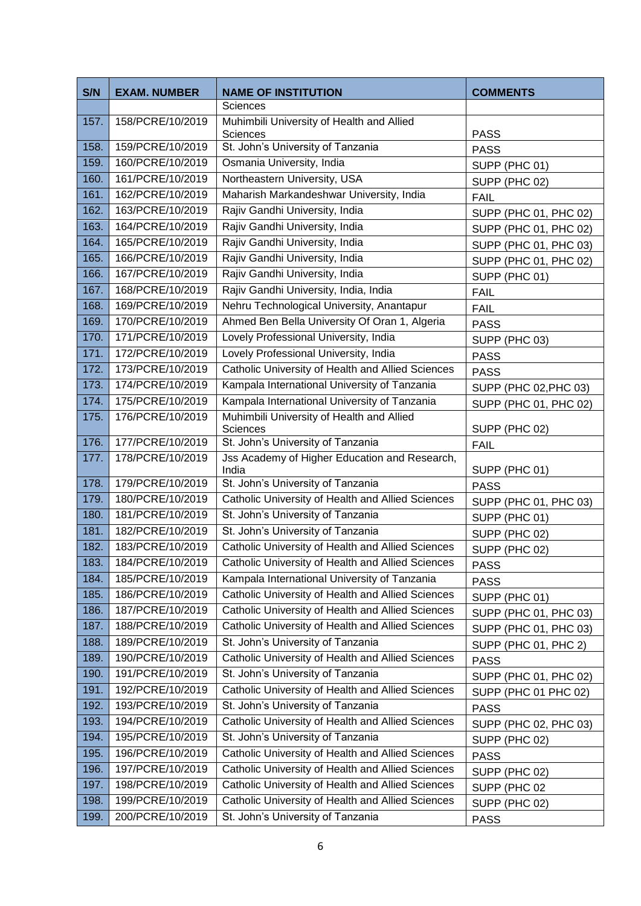| S/N | EXAM. NUMBER | NAME OF INSTITUTION | COMMENTS |
|---|---|---|---|
| | | Sciences | |
| 157. | 158/PCRE/10/2019 | Muhimbili University of Health and Allied Sciences | PASS |
| 158. | 159/PCRE/10/2019 | St. John's University of Tanzania | PASS |
| 159. | 160/PCRE/10/2019 | Osmania University, India | SUPP (PHC 01) |
| 160. | 161/PCRE/10/2019 | Northeastern University, USA | SUPP (PHC 02) |
| 161. | 162/PCRE/10/2019 | Maharish Markandeshwar University, India | FAIL |
| 162. | 163/PCRE/10/2019 | Rajiv Gandhi University, India | SUPP (PHC 01, PHC 02) |
| 163. | 164/PCRE/10/2019 | Rajiv Gandhi University, India | SUPP (PHC 01, PHC 02) |
| 164. | 165/PCRE/10/2019 | Rajiv Gandhi University, India | SUPP (PHC 01, PHC 03) |
| 165. | 166/PCRE/10/2019 | Rajiv Gandhi University, India | SUPP (PHC 01, PHC 02) |
| 166. | 167/PCRE/10/2019 | Rajiv Gandhi University, India | SUPP (PHC 01) |
| 167. | 168/PCRE/10/2019 | Rajiv Gandhi University, India, India | FAIL |
| 168. | 169/PCRE/10/2019 | Nehru Technological University, Anantapur | FAIL |
| 169. | 170/PCRE/10/2019 | Ahmed Ben Bella University Of Oran 1, Algeria | PASS |
| 170. | 171/PCRE/10/2019 | Lovely Professional University, India | SUPP (PHC 03) |
| 171. | 172/PCRE/10/2019 | Lovely Professional University, India | PASS |
| 172. | 173/PCRE/10/2019 | Catholic University of Health and Allied Sciences | PASS |
| 173. | 174/PCRE/10/2019 | Kampala International University of Tanzania | SUPP (PHC 02,PHC 03) |
| 174. | 175/PCRE/10/2019 | Kampala International University of Tanzania | SUPP (PHC 01, PHC 02) |
| 175. | 176/PCRE/10/2019 | Muhimbili University of Health and Allied Sciences | SUPP (PHC 02) |
| 176. | 177/PCRE/10/2019 | St. John's University of Tanzania | FAIL |
| 177. | 178/PCRE/10/2019 | Jss Academy of Higher Education and Research, India | SUPP (PHC 01) |
| 178. | 179/PCRE/10/2019 | St. John's University of Tanzania | PASS |
| 179. | 180/PCRE/10/2019 | Catholic University of Health and Allied Sciences | SUPP (PHC 01, PHC 03) |
| 180. | 181/PCRE/10/2019 | St. John's University of Tanzania | SUPP (PHC 01) |
| 181. | 182/PCRE/10/2019 | St. John's University of Tanzania | SUPP (PHC 02) |
| 182. | 183/PCRE/10/2019 | Catholic University of Health and Allied Sciences | SUPP (PHC 02) |
| 183. | 184/PCRE/10/2019 | Catholic University of Health and Allied Sciences | PASS |
| 184. | 185/PCRE/10/2019 | Kampala International University of Tanzania | PASS |
| 185. | 186/PCRE/10/2019 | Catholic University of Health and Allied Sciences | SUPP (PHC 01) |
| 186. | 187/PCRE/10/2019 | Catholic University of Health and Allied Sciences | SUPP (PHC 01, PHC 03) |
| 187. | 188/PCRE/10/2019 | Catholic University of Health and Allied Sciences | SUPP (PHC 01, PHC 03) |
| 188. | 189/PCRE/10/2019 | St. John's University of Tanzania | SUPP (PHC 01, PHC 2) |
| 189. | 190/PCRE/10/2019 | Catholic University of Health and Allied Sciences | PASS |
| 190. | 191/PCRE/10/2019 | St. John's University of Tanzania | SUPP (PHC 01, PHC 02) |
| 191. | 192/PCRE/10/2019 | Catholic University of Health and Allied Sciences | SUPP (PHC 01 PHC 02) |
| 192. | 193/PCRE/10/2019 | St. John's University of Tanzania | PASS |
| 193. | 194/PCRE/10/2019 | Catholic University of Health and Allied Sciences | SUPP (PHC 02, PHC 03) |
| 194. | 195/PCRE/10/2019 | St. John's University of Tanzania | SUPP (PHC 02) |
| 195. | 196/PCRE/10/2019 | Catholic University of Health and Allied Sciences | PASS |
| 196. | 197/PCRE/10/2019 | Catholic University of Health and Allied Sciences | SUPP (PHC 02) |
| 197. | 198/PCRE/10/2019 | Catholic University of Health and Allied Sciences | SUPP (PHC 02 |
| 198. | 199/PCRE/10/2019 | Catholic University of Health and Allied Sciences | SUPP (PHC 02) |
| 199. | 200/PCRE/10/2019 | St. John's University of Tanzania | PASS |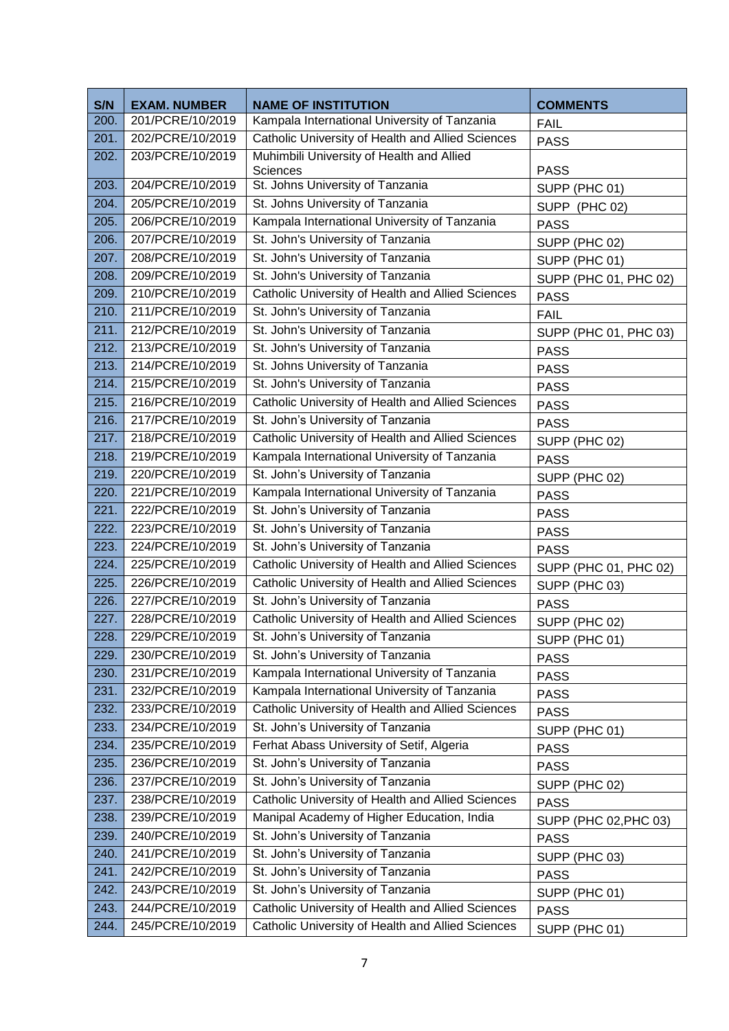| S/N | EXAM. NUMBER | NAME OF INSTITUTION | COMMENTS |
|---|---|---|---|
| 200. | 201/PCRE/10/2019 | Kampala International University of Tanzania | FAIL |
| 201. | 202/PCRE/10/2019 | Catholic University of Health and Allied Sciences | PASS |
| 202. | 203/PCRE/10/2019 | Muhimbili University of Health and Allied Sciences | PASS |
| 203. | 204/PCRE/10/2019 | St. Johns University of Tanzania | SUPP (PHC 01) |
| 204. | 205/PCRE/10/2019 | St. Johns University of Tanzania | SUPP (PHC 02) |
| 205. | 206/PCRE/10/2019 | Kampala International University of Tanzania | PASS |
| 206. | 207/PCRE/10/2019 | St. John's University of Tanzania | SUPP (PHC 02) |
| 207. | 208/PCRE/10/2019 | St. John's University of Tanzania | SUPP (PHC 01) |
| 208. | 209/PCRE/10/2019 | St. John's University of Tanzania | SUPP (PHC 01, PHC 02) |
| 209. | 210/PCRE/10/2019 | Catholic University of Health and Allied Sciences | PASS |
| 210. | 211/PCRE/10/2019 | St. John's University of Tanzania | FAIL |
| 211. | 212/PCRE/10/2019 | St. John's University of Tanzania | SUPP (PHC 01, PHC 03) |
| 212. | 213/PCRE/10/2019 | St. John's University of Tanzania | PASS |
| 213. | 214/PCRE/10/2019 | St. Johns University of Tanzania | PASS |
| 214. | 215/PCRE/10/2019 | St. John's University of Tanzania | PASS |
| 215. | 216/PCRE/10/2019 | Catholic University of Health and Allied Sciences | PASS |
| 216. | 217/PCRE/10/2019 | St. John's University of Tanzania | PASS |
| 217. | 218/PCRE/10/2019 | Catholic University of Health and Allied Sciences | SUPP (PHC 02) |
| 218. | 219/PCRE/10/2019 | Kampala International University of Tanzania | PASS |
| 219. | 220/PCRE/10/2019 | St. John's University of Tanzania | SUPP (PHC 02) |
| 220. | 221/PCRE/10/2019 | Kampala International University of Tanzania | PASS |
| 221. | 222/PCRE/10/2019 | St. John's University of Tanzania | PASS |
| 222. | 223/PCRE/10/2019 | St. John's University of Tanzania | PASS |
| 223. | 224/PCRE/10/2019 | St. John's University of Tanzania | PASS |
| 224. | 225/PCRE/10/2019 | Catholic University of Health and Allied Sciences | SUPP (PHC 01, PHC 02) |
| 225. | 226/PCRE/10/2019 | Catholic University of Health and Allied Sciences | SUPP (PHC 03) |
| 226. | 227/PCRE/10/2019 | St. John's University of Tanzania | PASS |
| 227. | 228/PCRE/10/2019 | Catholic University of Health and Allied Sciences | SUPP (PHC 02) |
| 228. | 229/PCRE/10/2019 | St. John's University of Tanzania | SUPP (PHC 01) |
| 229. | 230/PCRE/10/2019 | St. John's University of Tanzania | PASS |
| 230. | 231/PCRE/10/2019 | Kampala International University of Tanzania | PASS |
| 231. | 232/PCRE/10/2019 | Kampala International University of Tanzania | PASS |
| 232. | 233/PCRE/10/2019 | Catholic University of Health and Allied Sciences | PASS |
| 233. | 234/PCRE/10/2019 | St. John's University of Tanzania | SUPP (PHC 01) |
| 234. | 235/PCRE/10/2019 | Ferhat Abass University of Setif, Algeria | PASS |
| 235. | 236/PCRE/10/2019 | St. John's University of Tanzania | PASS |
| 236. | 237/PCRE/10/2019 | St. John's University of Tanzania | SUPP (PHC 02) |
| 237. | 238/PCRE/10/2019 | Catholic University of Health and Allied Sciences | PASS |
| 238. | 239/PCRE/10/2019 | Manipal Academy of Higher Education, India | SUPP (PHC 02,PHC 03) |
| 239. | 240/PCRE/10/2019 | St. John's University of Tanzania | PASS |
| 240. | 241/PCRE/10/2019 | St. John's University of Tanzania | SUPP (PHC 03) |
| 241. | 242/PCRE/10/2019 | St. John's University of Tanzania | PASS |
| 242. | 243/PCRE/10/2019 | St. John's University of Tanzania | SUPP (PHC 01) |
| 243. | 244/PCRE/10/2019 | Catholic University of Health and Allied Sciences | PASS |
| 244. | 245/PCRE/10/2019 | Catholic University of Health and Allied Sciences | SUPP (PHC 01) |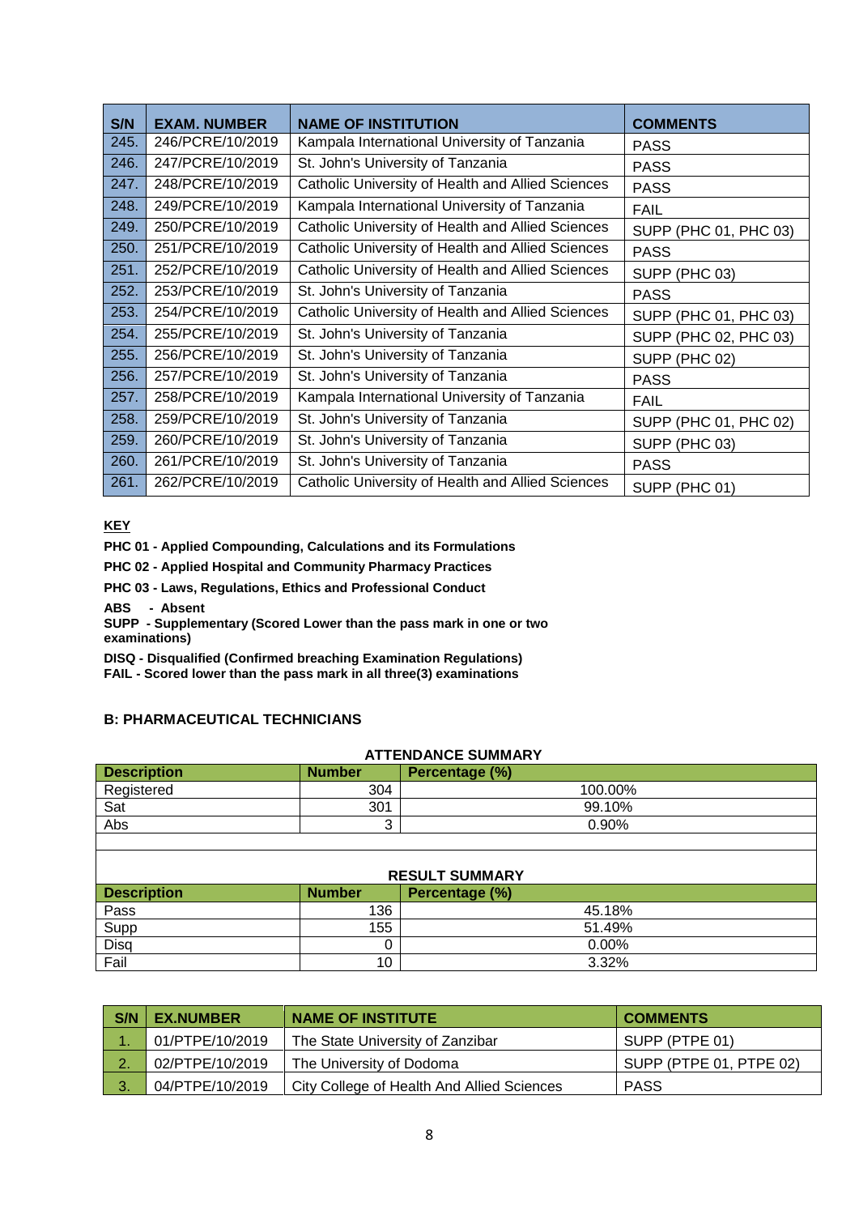| S/N | EXAM. NUMBER | NAME OF INSTITUTION | COMMENTS |
|---|---|---|---|
| 245. | 246/PCRE/10/2019 | Kampala International University of Tanzania | PASS |
| 246. | 247/PCRE/10/2019 | St. John's University of Tanzania | PASS |
| 247. | 248/PCRE/10/2019 | Catholic University of Health and Allied Sciences | PASS |
| 248. | 249/PCRE/10/2019 | Kampala International University of Tanzania | FAIL |
| 249. | 250/PCRE/10/2019 | Catholic University of Health and Allied Sciences | SUPP (PHC 01, PHC 03) |
| 250. | 251/PCRE/10/2019 | Catholic University of Health and Allied Sciences | PASS |
| 251. | 252/PCRE/10/2019 | Catholic University of Health and Allied Sciences | SUPP (PHC 03) |
| 252. | 253/PCRE/10/2019 | St. John's University of Tanzania | PASS |
| 253. | 254/PCRE/10/2019 | Catholic University of Health and Allied Sciences | SUPP (PHC 01, PHC 03) |
| 254. | 255/PCRE/10/2019 | St. John's University of Tanzania | SUPP (PHC 02, PHC 03) |
| 255. | 256/PCRE/10/2019 | St. John's University of Tanzania | SUPP (PHC 02) |
| 256. | 257/PCRE/10/2019 | St. John's University of Tanzania | PASS |
| 257. | 258/PCRE/10/2019 | Kampala International University of Tanzania | FAIL |
| 258. | 259/PCRE/10/2019 | St. John's University of Tanzania | SUPP (PHC 01, PHC 02) |
| 259. | 260/PCRE/10/2019 | St. John's University of Tanzania | SUPP (PHC 03) |
| 260. | 261/PCRE/10/2019 | St. John's University of Tanzania | PASS |
| 261. | 262/PCRE/10/2019 | Catholic University of Health and Allied Sciences | SUPP (PHC 01) |

**KEY**

**PHC 01 - Applied Compounding, Calculations and its Formulations**

**PHC 02 - Applied Hospital and Community Pharmacy Practices**

**PHC 03 - Laws, Regulations, Ethics and Professional Conduct**

**ABS - Absent**

**SUPP - Supplementary (Scored Lower than the pass mark in one or two examinations)**

**DISQ - Disqualified (Confirmed breaching Examination Regulations)**

**FAIL - Scored lower than the pass mark in all three(3) examinations**

## B: PHARMACEUTICAL TECHNICIANS

**ATTENDANCE SUMMARY**

| Description | Number | Percentage (%) |
|---|---|---|
| Registered | 304 | 100.00% |
| Sat | 301 | 99.10% |
| Abs | 3 | 0.90% |

**RESULT SUMMARY**

| Description | Number | Percentage (%) |
|---|---|---|
| Pass | 136 | 45.18% |
| Supp | 155 | 51.49% |
| Disq | 0 | 0.00% |
| Fail | 10 | 3.32% |

| S/N | EX.NUMBER | NAME OF INSTITUTE | COMMENTS |
|---|---|---|---|
| 1. | 01/PTPE/10/2019 | The State University of Zanzibar | SUPP (PTPE 01) |
| 2. | 02/PTPE/10/2019 | The University of Dodoma | SUPP (PTPE 01, PTPE 02) |
| 3. | 04/PTPE/10/2019 | City College of Health And Allied Sciences | PASS |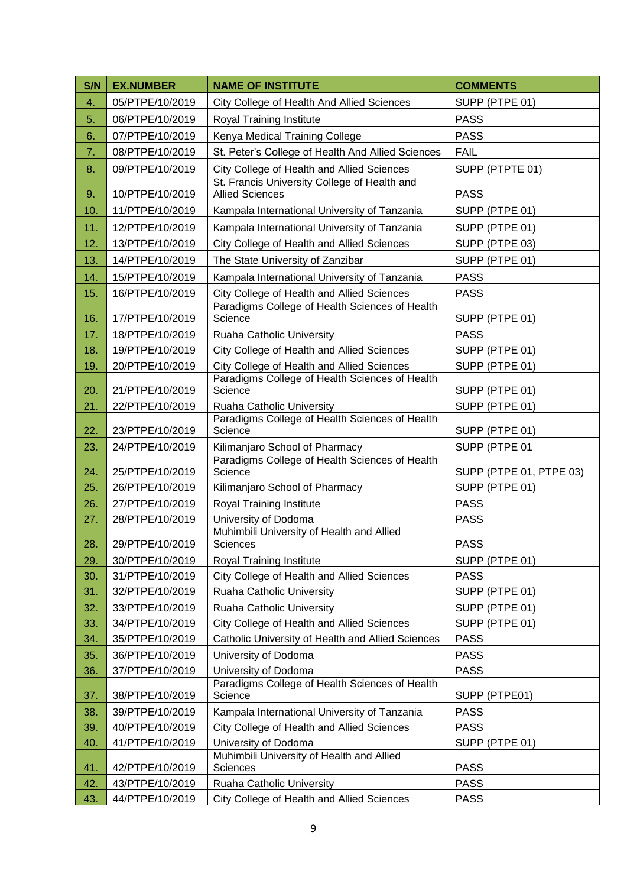| S/N | EX.NUMBER | NAME OF INSTITUTE | COMMENTS |
|---|---|---|---|
| 4. | 05/PTPE/10/2019 | City College of Health And Allied Sciences | SUPP (PTPE 01) |
| 5. | 06/PTPE/10/2019 | Royal Training Institute | PASS |
| 6. | 07/PTPE/10/2019 | Kenya Medical Training College | PASS |
| 7. | 08/PTPE/10/2019 | St. Peter's College of Health And Allied Sciences | FAIL |
| 8. | 09/PTPE/10/2019 | City College of Health and Allied Sciences | SUPP (PTPTE 01) |
| 9. | 10/PTPE/10/2019 | St. Francis University College of Health and Allied Sciences | PASS |
| 10. | 11/PTPE/10/2019 | Kampala International University of Tanzania | SUPP (PTPE 01) |
| 11. | 12/PTPE/10/2019 | Kampala International University of Tanzania | SUPP (PTPE 01) |
| 12. | 13/PTPE/10/2019 | City College of Health and Allied Sciences | SUPP (PTPE 03) |
| 13. | 14/PTPE/10/2019 | The State University of Zanzibar | SUPP (PTPE 01) |
| 14. | 15/PTPE/10/2019 | Kampala International University of Tanzania | PASS |
| 15. | 16/PTPE/10/2019 | City College of Health and Allied Sciences | PASS |
| 16. | 17/PTPE/10/2019 | Paradigms College of Health Sciences of Health Science | SUPP (PTPE 01) |
| 17. | 18/PTPE/10/2019 | Ruaha Catholic University | PASS |
| 18. | 19/PTPE/10/2019 | City College of Health and Allied Sciences | SUPP (PTPE 01) |
| 19. | 20/PTPE/10/2019 | City College of Health and Allied Sciences | SUPP (PTPE 01) |
| 20. | 21/PTPE/10/2019 | Paradigms College of Health Sciences of Health Science | SUPP (PTPE 01) |
| 21. | 22/PTPE/10/2019 | Ruaha Catholic University | SUPP (PTPE 01) |
| 22. | 23/PTPE/10/2019 | Paradigms College of Health Sciences of Health Science | SUPP (PTPE 01) |
| 23. | 24/PTPE/10/2019 | Kilimanjaro School of Pharmacy | SUPP (PTPE 01 |
| 24. | 25/PTPE/10/2019 | Paradigms College of Health Sciences of Health Science | SUPP (PTPE 01, PTPE 03) |
| 25. | 26/PTPE/10/2019 | Kilimanjaro School of Pharmacy | SUPP (PTPE 01) |
| 26. | 27/PTPE/10/2019 | Royal Training Institute | PASS |
| 27. | 28/PTPE/10/2019 | University of Dodoma | PASS |
| 28. | 29/PTPE/10/2019 | Muhimbili University of Health and Allied Sciences | PASS |
| 29. | 30/PTPE/10/2019 | Royal Training Institute | SUPP (PTPE 01) |
| 30. | 31/PTPE/10/2019 | City College of Health and Allied Sciences | PASS |
| 31. | 32/PTPE/10/2019 | Ruaha Catholic University | SUPP (PTPE 01) |
| 32. | 33/PTPE/10/2019 | Ruaha Catholic University | SUPP (PTPE 01) |
| 33. | 34/PTPE/10/2019 | City College of Health and Allied Sciences | SUPP (PTPE 01) |
| 34. | 35/PTPE/10/2019 | Catholic University of Health and Allied Sciences | PASS |
| 35. | 36/PTPE/10/2019 | University of Dodoma | PASS |
| 36. | 37/PTPE/10/2019 | University of Dodoma | PASS |
| 37. | 38/PTPE/10/2019 | Paradigms College of Health Sciences of Health Science | SUPP (PTPE01) |
| 38. | 39/PTPE/10/2019 | Kampala International University of Tanzania | PASS |
| 39. | 40/PTPE/10/2019 | City College of Health and Allied Sciences | PASS |
| 40. | 41/PTPE/10/2019 | University of Dodoma | SUPP (PTPE 01) |
| 41. | 42/PTPE/10/2019 | Muhimbili University of Health and Allied Sciences | PASS |
| 42. | 43/PTPE/10/2019 | Ruaha Catholic University | PASS |
| 43. | 44/PTPE/10/2019 | City College of Health and Allied Sciences | PASS |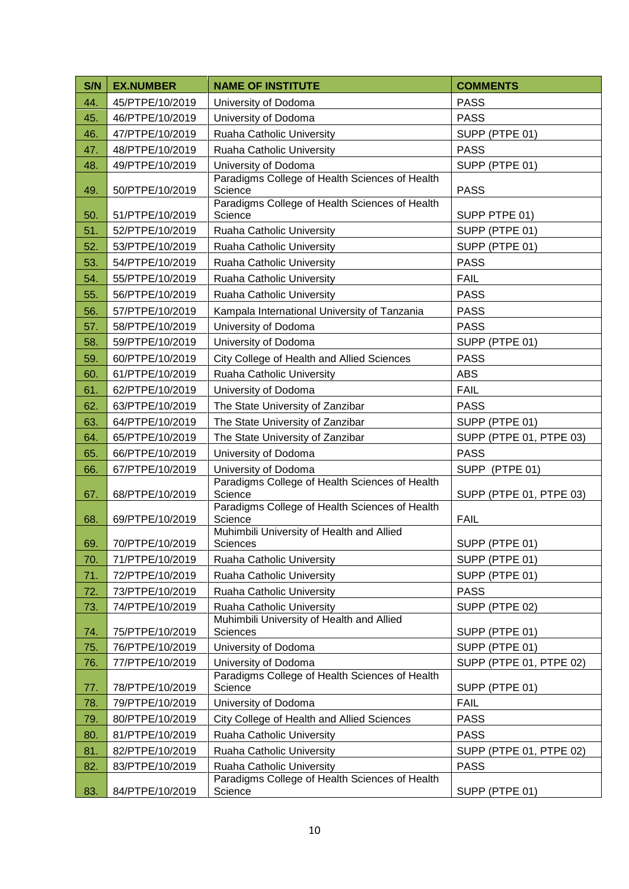| S/N | EX.NUMBER | NAME OF INSTITUTE | COMMENTS |
|---|---|---|---|
| 44. | 45/PTPE/10/2019 | University of Dodoma | PASS |
| 45. | 46/PTPE/10/2019 | University of Dodoma | PASS |
| 46. | 47/PTPE/10/2019 | Ruaha Catholic University | SUPP (PTPE 01) |
| 47. | 48/PTPE/10/2019 | Ruaha Catholic University | PASS |
| 48. | 49/PTPE/10/2019 | University of Dodoma | SUPP (PTPE 01) |
| 49. | 50/PTPE/10/2019 | Paradigms College of Health Sciences of Health Science | PASS |
| 50. | 51/PTPE/10/2019 | Paradigms College of Health Sciences of Health Science | SUPP PTPE 01) |
| 51. | 52/PTPE/10/2019 | Ruaha Catholic University | SUPP (PTPE 01) |
| 52. | 53/PTPE/10/2019 | Ruaha Catholic University | SUPP (PTPE 01) |
| 53. | 54/PTPE/10/2019 | Ruaha Catholic University | PASS |
| 54. | 55/PTPE/10/2019 | Ruaha Catholic University | FAIL |
| 55. | 56/PTPE/10/2019 | Ruaha Catholic University | PASS |
| 56. | 57/PTPE/10/2019 | Kampala International University of Tanzania | PASS |
| 57. | 58/PTPE/10/2019 | University of Dodoma | PASS |
| 58. | 59/PTPE/10/2019 | University of Dodoma | SUPP (PTPE 01) |
| 59. | 60/PTPE/10/2019 | City College of Health and Allied Sciences | PASS |
| 60. | 61/PTPE/10/2019 | Ruaha Catholic University | ABS |
| 61. | 62/PTPE/10/2019 | University of Dodoma | FAIL |
| 62. | 63/PTPE/10/2019 | The State University of Zanzibar | PASS |
| 63. | 64/PTPE/10/2019 | The State University of Zanzibar | SUPP (PTPE 01) |
| 64. | 65/PTPE/10/2019 | The State University of Zanzibar | SUPP (PTPE 01, PTPE 03) |
| 65. | 66/PTPE/10/2019 | University of Dodoma | PASS |
| 66. | 67/PTPE/10/2019 | University of Dodoma | SUPP (PTPE 01) |
| 67. | 68/PTPE/10/2019 | Paradigms College of Health Sciences of Health Science | SUPP (PTPE 01, PTPE 03) |
| 68. | 69/PTPE/10/2019 | Paradigms College of Health Sciences of Health Science | FAIL |
| 69. | 70/PTPE/10/2019 | Muhimbili University of Health and Allied Sciences | SUPP (PTPE 01) |
| 70. | 71/PTPE/10/2019 | Ruaha Catholic University | SUPP (PTPE 01) |
| 71. | 72/PTPE/10/2019 | Ruaha Catholic University | SUPP (PTPE 01) |
| 72. | 73/PTPE/10/2019 | Ruaha Catholic University | PASS |
| 73. | 74/PTPE/10/2019 | Ruaha Catholic University | SUPP (PTPE 02) |
| 74. | 75/PTPE/10/2019 | Muhimbili University of Health and Allied Sciences | SUPP (PTPE 01) |
| 75. | 76/PTPE/10/2019 | University of Dodoma | SUPP (PTPE 01) |
| 76. | 77/PTPE/10/2019 | University of Dodoma | SUPP (PTPE 01, PTPE 02) |
| 77. | 78/PTPE/10/2019 | Paradigms College of Health Sciences of Health Science | SUPP (PTPE 01) |
| 78. | 79/PTPE/10/2019 | University of Dodoma | FAIL |
| 79. | 80/PTPE/10/2019 | City College of Health and Allied Sciences | PASS |
| 80. | 81/PTPE/10/2019 | Ruaha Catholic University | PASS |
| 81. | 82/PTPE/10/2019 | Ruaha Catholic University | SUPP (PTPE 01, PTPE 02) |
| 82. | 83/PTPE/10/2019 | Ruaha Catholic University | PASS |
| 83. | 84/PTPE/10/2019 | Paradigms College of Health Sciences of Health Science | SUPP (PTPE 01) |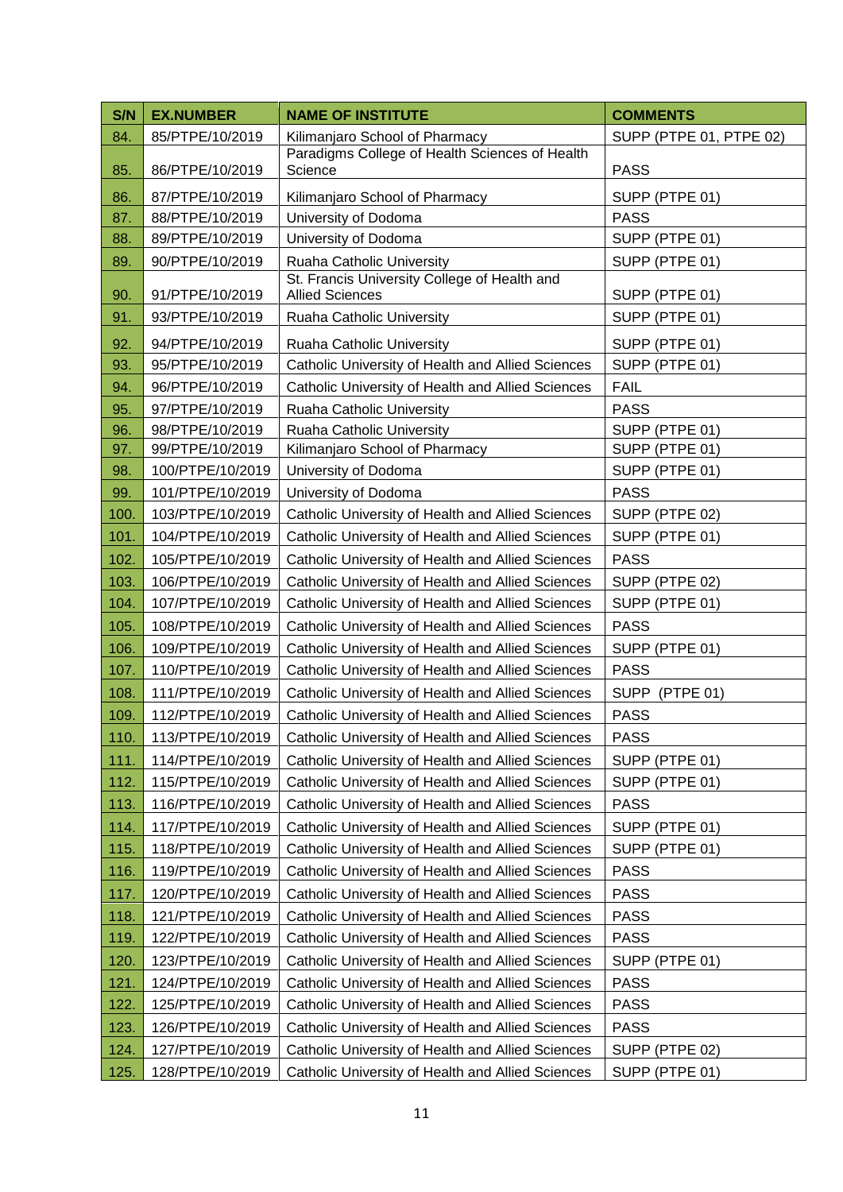| S/N | EX.NUMBER | NAME OF INSTITUTE | COMMENTS |
|---|---|---|---|
| 84. | 85/PTPE/10/2019 | Kilimanjaro School of Pharmacy | SUPP (PTPE 01, PTPE 02) |
| 85. | 86/PTPE/10/2019 | Paradigms College of Health Sciences of Health Science | PASS |
| 86. | 87/PTPE/10/2019 | Kilimanjaro School of Pharmacy | SUPP (PTPE 01) |
| 87. | 88/PTPE/10/2019 | University of Dodoma | PASS |
| 88. | 89/PTPE/10/2019 | University of Dodoma | SUPP (PTPE 01) |
| 89. | 90/PTPE/10/2019 | Ruaha Catholic University | SUPP (PTPE 01) |
| 90. | 91/PTPE/10/2019 | St. Francis University College of Health and Allied Sciences | SUPP (PTPE 01) |
| 91. | 93/PTPE/10/2019 | Ruaha Catholic University | SUPP (PTPE 01) |
| 92. | 94/PTPE/10/2019 | Ruaha Catholic University | SUPP (PTPE 01) |
| 93. | 95/PTPE/10/2019 | Catholic University of Health and Allied Sciences | SUPP (PTPE 01) |
| 94. | 96/PTPE/10/2019 | Catholic University of Health and Allied Sciences | FAIL |
| 95. | 97/PTPE/10/2019 | Ruaha Catholic University | PASS |
| 96. | 98/PTPE/10/2019 | Ruaha Catholic University | SUPP (PTPE 01) |
| 97. | 99/PTPE/10/2019 | Kilimanjaro School of Pharmacy | SUPP (PTPE 01) |
| 98. | 100/PTPE/10/2019 | University of Dodoma | SUPP (PTPE 01) |
| 99. | 101/PTPE/10/2019 | University of Dodoma | PASS |
| 100. | 103/PTPE/10/2019 | Catholic University of Health and Allied Sciences | SUPP (PTPE 02) |
| 101. | 104/PTPE/10/2019 | Catholic University of Health and Allied Sciences | SUPP (PTPE 01) |
| 102. | 105/PTPE/10/2019 | Catholic University of Health and Allied Sciences | PASS |
| 103. | 106/PTPE/10/2019 | Catholic University of Health and Allied Sciences | SUPP (PTPE 02) |
| 104. | 107/PTPE/10/2019 | Catholic University of Health and Allied Sciences | SUPP (PTPE 01) |
| 105. | 108/PTPE/10/2019 | Catholic University of Health and Allied Sciences | PASS |
| 106. | 109/PTPE/10/2019 | Catholic University of Health and Allied Sciences | SUPP (PTPE 01) |
| 107. | 110/PTPE/10/2019 | Catholic University of Health and Allied Sciences | PASS |
| 108. | 111/PTPE/10/2019 | Catholic University of Health and Allied Sciences | SUPP (PTPE 01) |
| 109. | 112/PTPE/10/2019 | Catholic University of Health and Allied Sciences | PASS |
| 110. | 113/PTPE/10/2019 | Catholic University of Health and Allied Sciences | PASS |
| 111. | 114/PTPE/10/2019 | Catholic University of Health and Allied Sciences | SUPP (PTPE 01) |
| 112. | 115/PTPE/10/2019 | Catholic University of Health and Allied Sciences | SUPP (PTPE 01) |
| 113. | 116/PTPE/10/2019 | Catholic University of Health and Allied Sciences | PASS |
| 114. | 117/PTPE/10/2019 | Catholic University of Health and Allied Sciences | SUPP (PTPE 01) |
| 115. | 118/PTPE/10/2019 | Catholic University of Health and Allied Sciences | SUPP (PTPE 01) |
| 116. | 119/PTPE/10/2019 | Catholic University of Health and Allied Sciences | PASS |
| 117. | 120/PTPE/10/2019 | Catholic University of Health and Allied Sciences | PASS |
| 118. | 121/PTPE/10/2019 | Catholic University of Health and Allied Sciences | PASS |
| 119. | 122/PTPE/10/2019 | Catholic University of Health and Allied Sciences | PASS |
| 120. | 123/PTPE/10/2019 | Catholic University of Health and Allied Sciences | SUPP (PTPE 01) |
| 121. | 124/PTPE/10/2019 | Catholic University of Health and Allied Sciences | PASS |
| 122. | 125/PTPE/10/2019 | Catholic University of Health and Allied Sciences | PASS |
| 123. | 126/PTPE/10/2019 | Catholic University of Health and Allied Sciences | PASS |
| 124. | 127/PTPE/10/2019 | Catholic University of Health and Allied Sciences | SUPP (PTPE 02) |
| 125. | 128/PTPE/10/2019 | Catholic University of Health and Allied Sciences | SUPP (PTPE 01) |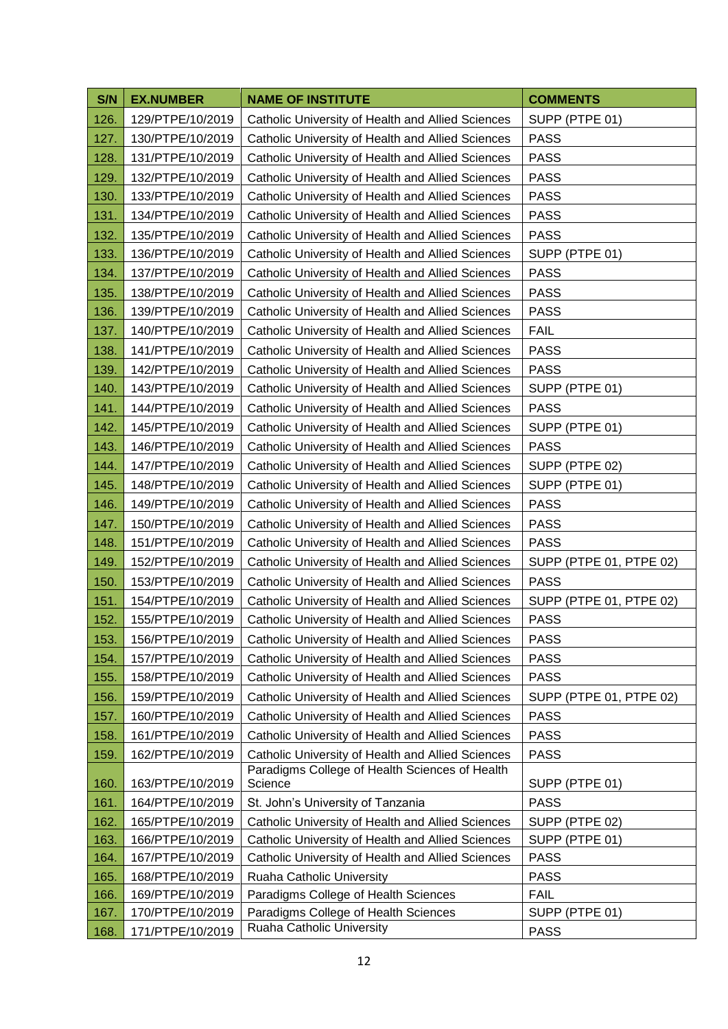| S/N | EX.NUMBER | NAME OF INSTITUTE | COMMENTS |
|---|---|---|---|
| 126. | 129/PTPE/10/2019 | Catholic University of Health and Allied Sciences | SUPP (PTPE 01) |
| 127. | 130/PTPE/10/2019 | Catholic University of Health and Allied Sciences | PASS |
| 128. | 131/PTPE/10/2019 | Catholic University of Health and Allied Sciences | PASS |
| 129. | 132/PTPE/10/2019 | Catholic University of Health and Allied Sciences | PASS |
| 130. | 133/PTPE/10/2019 | Catholic University of Health and Allied Sciences | PASS |
| 131. | 134/PTPE/10/2019 | Catholic University of Health and Allied Sciences | PASS |
| 132. | 135/PTPE/10/2019 | Catholic University of Health and Allied Sciences | PASS |
| 133. | 136/PTPE/10/2019 | Catholic University of Health and Allied Sciences | SUPP (PTPE 01) |
| 134. | 137/PTPE/10/2019 | Catholic University of Health and Allied Sciences | PASS |
| 135. | 138/PTPE/10/2019 | Catholic University of Health and Allied Sciences | PASS |
| 136. | 139/PTPE/10/2019 | Catholic University of Health and Allied Sciences | PASS |
| 137. | 140/PTPE/10/2019 | Catholic University of Health and Allied Sciences | FAIL |
| 138. | 141/PTPE/10/2019 | Catholic University of Health and Allied Sciences | PASS |
| 139. | 142/PTPE/10/2019 | Catholic University of Health and Allied Sciences | PASS |
| 140. | 143/PTPE/10/2019 | Catholic University of Health and Allied Sciences | SUPP (PTPE 01) |
| 141. | 144/PTPE/10/2019 | Catholic University of Health and Allied Sciences | PASS |
| 142. | 145/PTPE/10/2019 | Catholic University of Health and Allied Sciences | SUPP (PTPE 01) |
| 143. | 146/PTPE/10/2019 | Catholic University of Health and Allied Sciences | PASS |
| 144. | 147/PTPE/10/2019 | Catholic University of Health and Allied Sciences | SUPP (PTPE 02) |
| 145. | 148/PTPE/10/2019 | Catholic University of Health and Allied Sciences | SUPP (PTPE 01) |
| 146. | 149/PTPE/10/2019 | Catholic University of Health and Allied Sciences | PASS |
| 147. | 150/PTPE/10/2019 | Catholic University of Health and Allied Sciences | PASS |
| 148. | 151/PTPE/10/2019 | Catholic University of Health and Allied Sciences | PASS |
| 149. | 152/PTPE/10/2019 | Catholic University of Health and Allied Sciences | SUPP (PTPE 01, PTPE 02) |
| 150. | 153/PTPE/10/2019 | Catholic University of Health and Allied Sciences | PASS |
| 151. | 154/PTPE/10/2019 | Catholic University of Health and Allied Sciences | SUPP (PTPE 01, PTPE 02) |
| 152. | 155/PTPE/10/2019 | Catholic University of Health and Allied Sciences | PASS |
| 153. | 156/PTPE/10/2019 | Catholic University of Health and Allied Sciences | PASS |
| 154. | 157/PTPE/10/2019 | Catholic University of Health and Allied Sciences | PASS |
| 155. | 158/PTPE/10/2019 | Catholic University of Health and Allied Sciences | PASS |
| 156. | 159/PTPE/10/2019 | Catholic University of Health and Allied Sciences | SUPP (PTPE 01, PTPE 02) |
| 157. | 160/PTPE/10/2019 | Catholic University of Health and Allied Sciences | PASS |
| 158. | 161/PTPE/10/2019 | Catholic University of Health and Allied Sciences | PASS |
| 159. | 162/PTPE/10/2019 | Catholic University of Health and Allied Sciences | PASS |
| 160. | 163/PTPE/10/2019 | Paradigms College of Health Sciences of Health Science | SUPP (PTPE 01) |
| 161. | 164/PTPE/10/2019 | St. John's University of Tanzania | PASS |
| 162. | 165/PTPE/10/2019 | Catholic University of Health and Allied Sciences | SUPP (PTPE 02) |
| 163. | 166/PTPE/10/2019 | Catholic University of Health and Allied Sciences | SUPP (PTPE 01) |
| 164. | 167/PTPE/10/2019 | Catholic University of Health and Allied Sciences | PASS |
| 165. | 168/PTPE/10/2019 | Ruaha Catholic University | PASS |
| 166. | 169/PTPE/10/2019 | Paradigms College of Health Sciences | FAIL |
| 167. | 170/PTPE/10/2019 | Paradigms College of Health Sciences | SUPP (PTPE 01) |
| 168. | 171/PTPE/10/2019 | Ruaha Catholic University | PASS |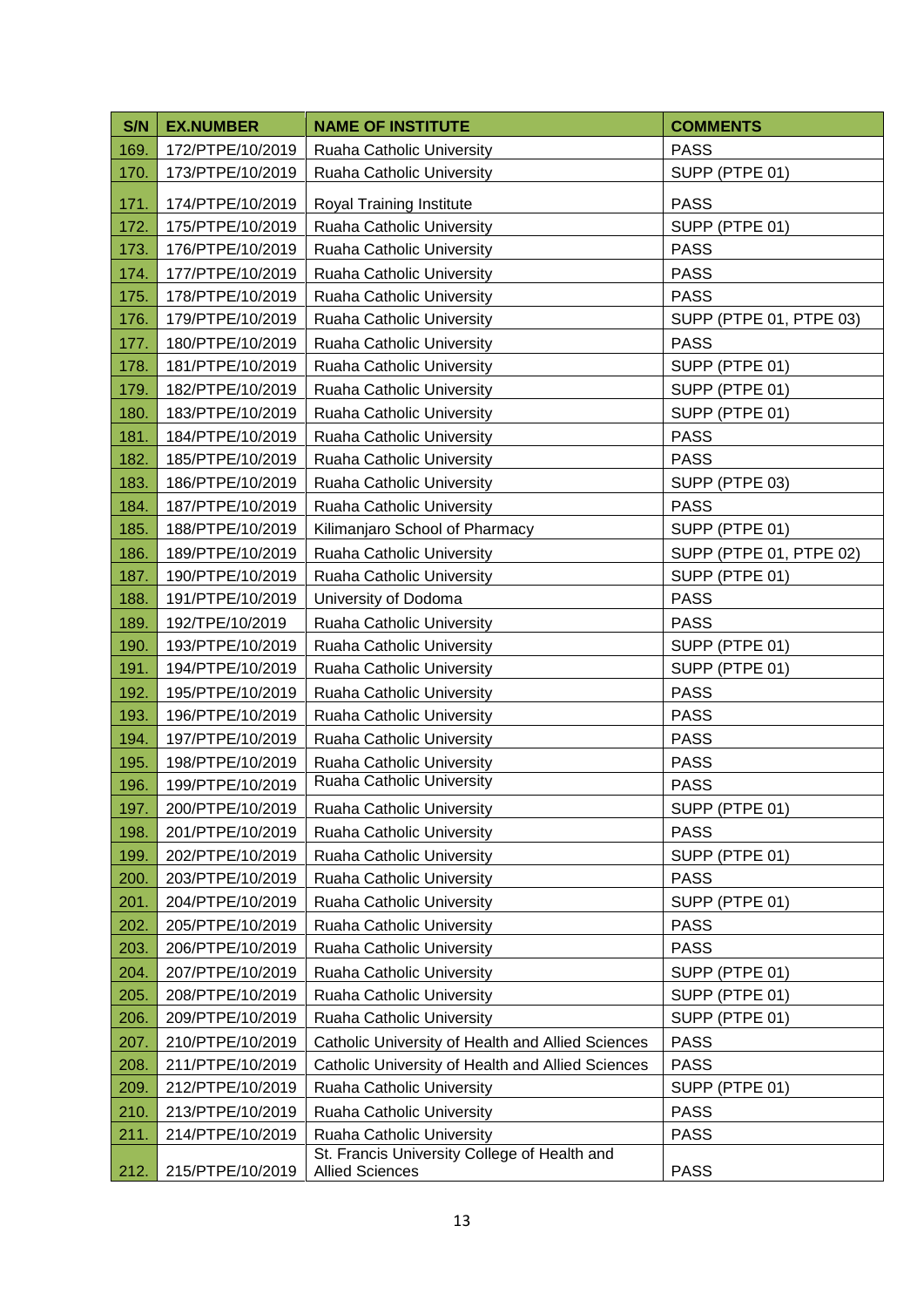| S/N | EX.NUMBER | NAME OF INSTITUTE | COMMENTS |
|---|---|---|---|
| 169. | 172/PTPE/10/2019 | Ruaha Catholic University | PASS |
| 170. | 173/PTPE/10/2019 | Ruaha Catholic University | SUPP (PTPE 01) |
| 171. | 174/PTPE/10/2019 | Royal Training Institute | PASS |
| 172. | 175/PTPE/10/2019 | Ruaha Catholic University | SUPP (PTPE 01) |
| 173. | 176/PTPE/10/2019 | Ruaha Catholic University | PASS |
| 174. | 177/PTPE/10/2019 | Ruaha Catholic University | PASS |
| 175. | 178/PTPE/10/2019 | Ruaha Catholic University | PASS |
| 176. | 179/PTPE/10/2019 | Ruaha Catholic University | SUPP (PTPE 01, PTPE 03) |
| 177. | 180/PTPE/10/2019 | Ruaha Catholic University | PASS |
| 178. | 181/PTPE/10/2019 | Ruaha Catholic University | SUPP (PTPE 01) |
| 179. | 182/PTPE/10/2019 | Ruaha Catholic University | SUPP (PTPE 01) |
| 180. | 183/PTPE/10/2019 | Ruaha Catholic University | SUPP (PTPE 01) |
| 181. | 184/PTPE/10/2019 | Ruaha Catholic University | PASS |
| 182. | 185/PTPE/10/2019 | Ruaha Catholic University | PASS |
| 183. | 186/PTPE/10/2019 | Ruaha Catholic University | SUPP (PTPE 03) |
| 184. | 187/PTPE/10/2019 | Ruaha Catholic University | PASS |
| 185. | 188/PTPE/10/2019 | Kilimanjaro School of Pharmacy | SUPP (PTPE 01) |
| 186. | 189/PTPE/10/2019 | Ruaha Catholic University | SUPP (PTPE 01, PTPE 02) |
| 187. | 190/PTPE/10/2019 | Ruaha Catholic University | SUPP (PTPE 01) |
| 188. | 191/PTPE/10/2019 | University of Dodoma | PASS |
| 189. | 192/TPE/10/2019 | Ruaha Catholic University | PASS |
| 190. | 193/PTPE/10/2019 | Ruaha Catholic University | SUPP (PTPE 01) |
| 191. | 194/PTPE/10/2019 | Ruaha Catholic University | SUPP (PTPE 01) |
| 192. | 195/PTPE/10/2019 | Ruaha Catholic University | PASS |
| 193. | 196/PTPE/10/2019 | Ruaha Catholic University | PASS |
| 194. | 197/PTPE/10/2019 | Ruaha Catholic University | PASS |
| 195. | 198/PTPE/10/2019 | Ruaha Catholic University | PASS |
| 196. | 199/PTPE/10/2019 | Ruaha Catholic University | PASS |
| 197. | 200/PTPE/10/2019 | Ruaha Catholic University | SUPP (PTPE 01) |
| 198. | 201/PTPE/10/2019 | Ruaha Catholic University | PASS |
| 199. | 202/PTPE/10/2019 | Ruaha Catholic University | SUPP (PTPE 01) |
| 200. | 203/PTPE/10/2019 | Ruaha Catholic University | PASS |
| 201. | 204/PTPE/10/2019 | Ruaha Catholic University | SUPP (PTPE 01) |
| 202. | 205/PTPE/10/2019 | Ruaha Catholic University | PASS |
| 203. | 206/PTPE/10/2019 | Ruaha Catholic University | PASS |
| 204. | 207/PTPE/10/2019 | Ruaha Catholic University | SUPP (PTPE 01) |
| 205. | 208/PTPE/10/2019 | Ruaha Catholic University | SUPP (PTPE 01) |
| 206. | 209/PTPE/10/2019 | Ruaha Catholic University | SUPP (PTPE 01) |
| 207. | 210/PTPE/10/2019 | Catholic University of Health and Allied Sciences | PASS |
| 208. | 211/PTPE/10/2019 | Catholic University of Health and Allied Sciences | PASS |
| 209. | 212/PTPE/10/2019 | Ruaha Catholic University | SUPP (PTPE 01) |
| 210. | 213/PTPE/10/2019 | Ruaha Catholic University | PASS |
| 211. | 214/PTPE/10/2019 | Ruaha Catholic University | PASS |
| 212. | 215/PTPE/10/2019 | St. Francis University College of Health and Allied Sciences | PASS |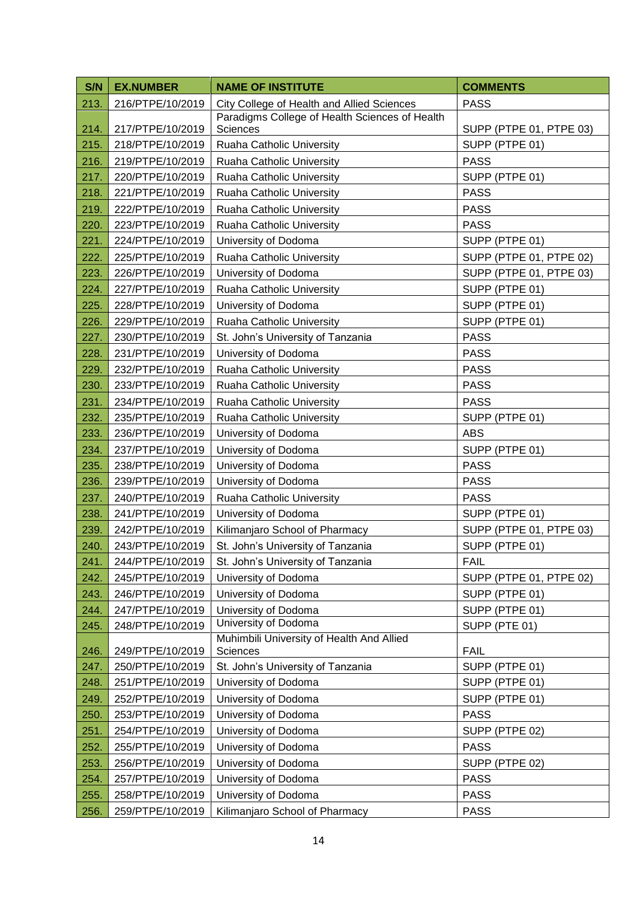| S/N | EX.NUMBER | NAME OF INSTITUTE | COMMENTS |
|---|---|---|---|
| 213. | 216/PTPE/10/2019 | City College of Health and Allied Sciences | PASS |
| 214. | 217/PTPE/10/2019 | Paradigms College of Health Sciences of Health Sciences | SUPP (PTPE 01, PTPE 03) |
| 215. | 218/PTPE/10/2019 | Ruaha Catholic University | SUPP (PTPE 01) |
| 216. | 219/PTPE/10/2019 | Ruaha Catholic University | PASS |
| 217. | 220/PTPE/10/2019 | Ruaha Catholic University | SUPP (PTPE 01) |
| 218. | 221/PTPE/10/2019 | Ruaha Catholic University | PASS |
| 219. | 222/PTPE/10/2019 | Ruaha Catholic University | PASS |
| 220. | 223/PTPE/10/2019 | Ruaha Catholic University | PASS |
| 221. | 224/PTPE/10/2019 | University of Dodoma | SUPP (PTPE 01) |
| 222. | 225/PTPE/10/2019 | Ruaha Catholic University | SUPP (PTPE 01, PTPE 02) |
| 223. | 226/PTPE/10/2019 | University of Dodoma | SUPP (PTPE 01, PTPE 03) |
| 224. | 227/PTPE/10/2019 | Ruaha Catholic University | SUPP (PTPE 01) |
| 225. | 228/PTPE/10/2019 | University of Dodoma | SUPP (PTPE 01) |
| 226. | 229/PTPE/10/2019 | Ruaha Catholic University | SUPP (PTPE 01) |
| 227. | 230/PTPE/10/2019 | St. John's University of Tanzania | PASS |
| 228. | 231/PTPE/10/2019 | University of Dodoma | PASS |
| 229. | 232/PTPE/10/2019 | Ruaha Catholic University | PASS |
| 230. | 233/PTPE/10/2019 | Ruaha Catholic University | PASS |
| 231. | 234/PTPE/10/2019 | Ruaha Catholic University | PASS |
| 232. | 235/PTPE/10/2019 | Ruaha Catholic University | SUPP (PTPE 01) |
| 233. | 236/PTPE/10/2019 | University of Dodoma | ABS |
| 234. | 237/PTPE/10/2019 | University of Dodoma | SUPP (PTPE 01) |
| 235. | 238/PTPE/10/2019 | University of Dodoma | PASS |
| 236. | 239/PTPE/10/2019 | University of Dodoma | PASS |
| 237. | 240/PTPE/10/2019 | Ruaha Catholic University | PASS |
| 238. | 241/PTPE/10/2019 | University of Dodoma | SUPP (PTPE 01) |
| 239. | 242/PTPE/10/2019 | Kilimanjaro School of Pharmacy | SUPP (PTPE 01, PTPE 03) |
| 240. | 243/PTPE/10/2019 | St. John's University of Tanzania | SUPP (PTPE 01) |
| 241. | 244/PTPE/10/2019 | St. John's University of Tanzania | FAIL |
| 242. | 245/PTPE/10/2019 | University of Dodoma | SUPP (PTPE 01, PTPE 02) |
| 243. | 246/PTPE/10/2019 | University of Dodoma | SUPP (PTPE 01) |
| 244. | 247/PTPE/10/2019 | University of Dodoma | SUPP (PTPE 01) |
| 245. | 248/PTPE/10/2019 | University of Dodoma | SUPP (PTE 01) |
| 246. | 249/PTPE/10/2019 | Muhimbili University of Health And Allied Sciences | FAIL |
| 247. | 250/PTPE/10/2019 | St. John's University of Tanzania | SUPP (PTPE 01) |
| 248. | 251/PTPE/10/2019 | University of Dodoma | SUPP (PTPE 01) |
| 249. | 252/PTPE/10/2019 | University of Dodoma | SUPP (PTPE 01) |
| 250. | 253/PTPE/10/2019 | University of Dodoma | PASS |
| 251. | 254/PTPE/10/2019 | University of Dodoma | SUPP (PTPE 02) |
| 252. | 255/PTPE/10/2019 | University of Dodoma | PASS |
| 253. | 256/PTPE/10/2019 | University of Dodoma | SUPP (PTPE 02) |
| 254. | 257/PTPE/10/2019 | University of Dodoma | PASS |
| 255. | 258/PTPE/10/2019 | University of Dodoma | PASS |
| 256. | 259/PTPE/10/2019 | Kilimanjaro School of Pharmacy | PASS |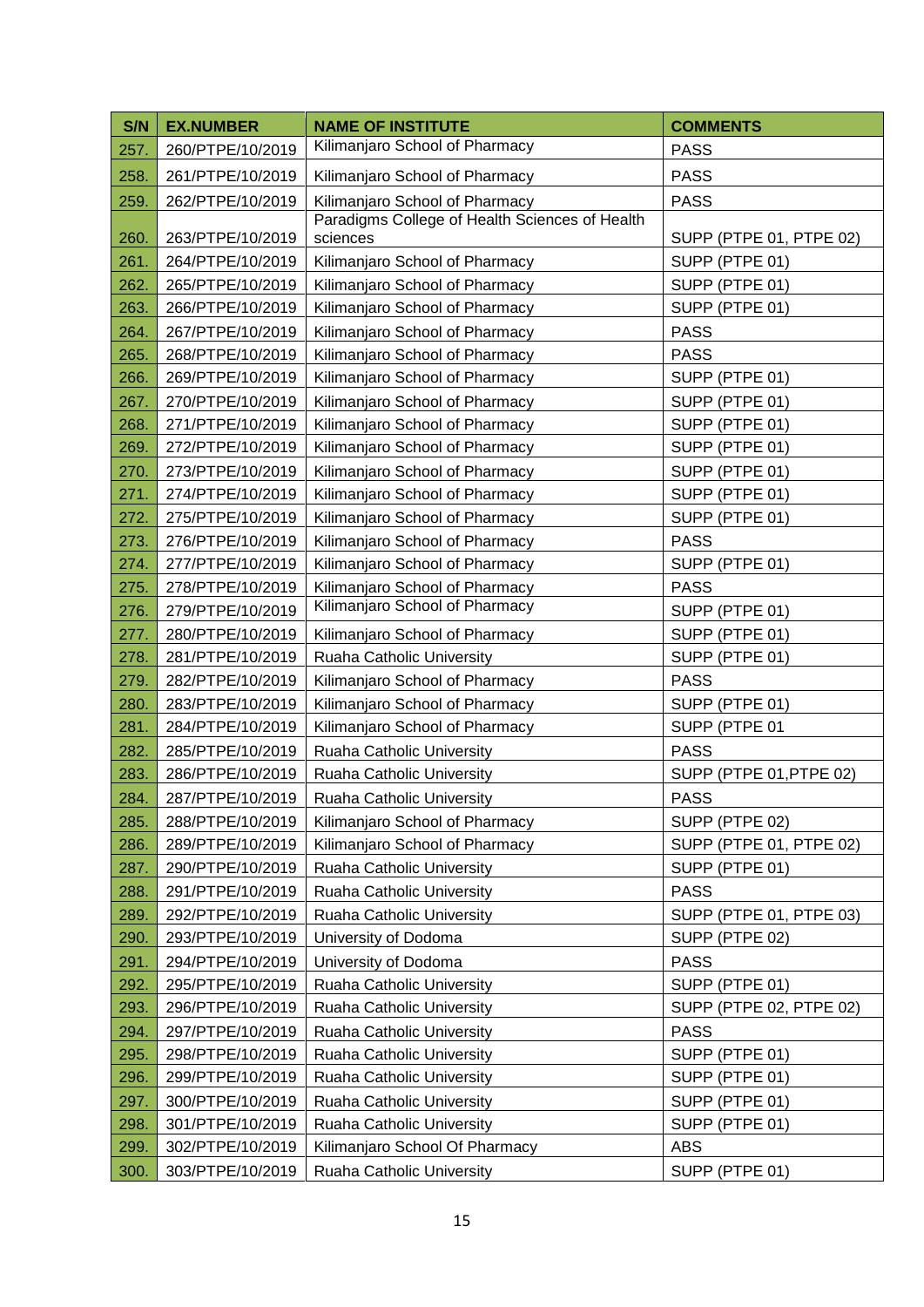| S/N | EX.NUMBER | NAME OF INSTITUTE | COMMENTS |
|---|---|---|---|
| 257. | 260/PTPE/10/2019 | Kilimanjaro School of Pharmacy | PASS |
| 258. | 261/PTPE/10/2019 | Kilimanjaro School of Pharmacy | PASS |
| 259. | 262/PTPE/10/2019 | Kilimanjaro School of Pharmacy | PASS |
| 260. | 263/PTPE/10/2019 | Paradigms College of Health Sciences of Health sciences | SUPP (PTPE 01, PTPE 02) |
| 261. | 264/PTPE/10/2019 | Kilimanjaro School of Pharmacy | SUPP (PTPE 01) |
| 262. | 265/PTPE/10/2019 | Kilimanjaro School of Pharmacy | SUPP (PTPE 01) |
| 263. | 266/PTPE/10/2019 | Kilimanjaro School of Pharmacy | SUPP (PTPE 01) |
| 264. | 267/PTPE/10/2019 | Kilimanjaro School of Pharmacy | PASS |
| 265. | 268/PTPE/10/2019 | Kilimanjaro School of Pharmacy | PASS |
| 266. | 269/PTPE/10/2019 | Kilimanjaro School of Pharmacy | SUPP (PTPE 01) |
| 267. | 270/PTPE/10/2019 | Kilimanjaro School of Pharmacy | SUPP (PTPE 01) |
| 268. | 271/PTPE/10/2019 | Kilimanjaro School of Pharmacy | SUPP (PTPE 01) |
| 269. | 272/PTPE/10/2019 | Kilimanjaro School of Pharmacy | SUPP (PTPE 01) |
| 270. | 273/PTPE/10/2019 | Kilimanjaro School of Pharmacy | SUPP (PTPE 01) |
| 271. | 274/PTPE/10/2019 | Kilimanjaro School of Pharmacy | SUPP (PTPE 01) |
| 272. | 275/PTPE/10/2019 | Kilimanjaro School of Pharmacy | SUPP (PTPE 01) |
| 273. | 276/PTPE/10/2019 | Kilimanjaro School of Pharmacy | PASS |
| 274. | 277/PTPE/10/2019 | Kilimanjaro School of Pharmacy | SUPP (PTPE 01) |
| 275. | 278/PTPE/10/2019 | Kilimanjaro School of Pharmacy | PASS |
| 276. | 279/PTPE/10/2019 | Kilimanjaro School of Pharmacy | SUPP (PTPE 01) |
| 277. | 280/PTPE/10/2019 | Kilimanjaro School of Pharmacy | SUPP (PTPE 01) |
| 278. | 281/PTPE/10/2019 | Ruaha Catholic University | SUPP (PTPE 01) |
| 279. | 282/PTPE/10/2019 | Kilimanjaro School of Pharmacy | PASS |
| 280. | 283/PTPE/10/2019 | Kilimanjaro School of Pharmacy | SUPP (PTPE 01) |
| 281. | 284/PTPE/10/2019 | Kilimanjaro School of Pharmacy | SUPP (PTPE 01 |
| 282. | 285/PTPE/10/2019 | Ruaha Catholic University | PASS |
| 283. | 286/PTPE/10/2019 | Ruaha Catholic University | SUPP (PTPE 01,PTPE 02) |
| 284. | 287/PTPE/10/2019 | Ruaha Catholic University | PASS |
| 285. | 288/PTPE/10/2019 | Kilimanjaro School of Pharmacy | SUPP (PTPE 02) |
| 286. | 289/PTPE/10/2019 | Kilimanjaro School of Pharmacy | SUPP (PTPE 01, PTPE 02) |
| 287. | 290/PTPE/10/2019 | Ruaha Catholic University | SUPP (PTPE 01) |
| 288. | 291/PTPE/10/2019 | Ruaha Catholic University | PASS |
| 289. | 292/PTPE/10/2019 | Ruaha Catholic University | SUPP (PTPE 01, PTPE 03) |
| 290. | 293/PTPE/10/2019 | University of Dodoma | SUPP (PTPE 02) |
| 291. | 294/PTPE/10/2019 | University of Dodoma | PASS |
| 292. | 295/PTPE/10/2019 | Ruaha Catholic University | SUPP (PTPE 01) |
| 293. | 296/PTPE/10/2019 | Ruaha Catholic University | SUPP (PTPE 02, PTPE 02) |
| 294. | 297/PTPE/10/2019 | Ruaha Catholic University | PASS |
| 295. | 298/PTPE/10/2019 | Ruaha Catholic University | SUPP (PTPE 01) |
| 296. | 299/PTPE/10/2019 | Ruaha Catholic University | SUPP (PTPE 01) |
| 297. | 300/PTPE/10/2019 | Ruaha Catholic University | SUPP (PTPE 01) |
| 298. | 301/PTPE/10/2019 | Ruaha Catholic University | SUPP (PTPE 01) |
| 299. | 302/PTPE/10/2019 | Kilimanjaro School Of Pharmacy | ABS |
| 300. | 303/PTPE/10/2019 | Ruaha Catholic University | SUPP (PTPE 01) |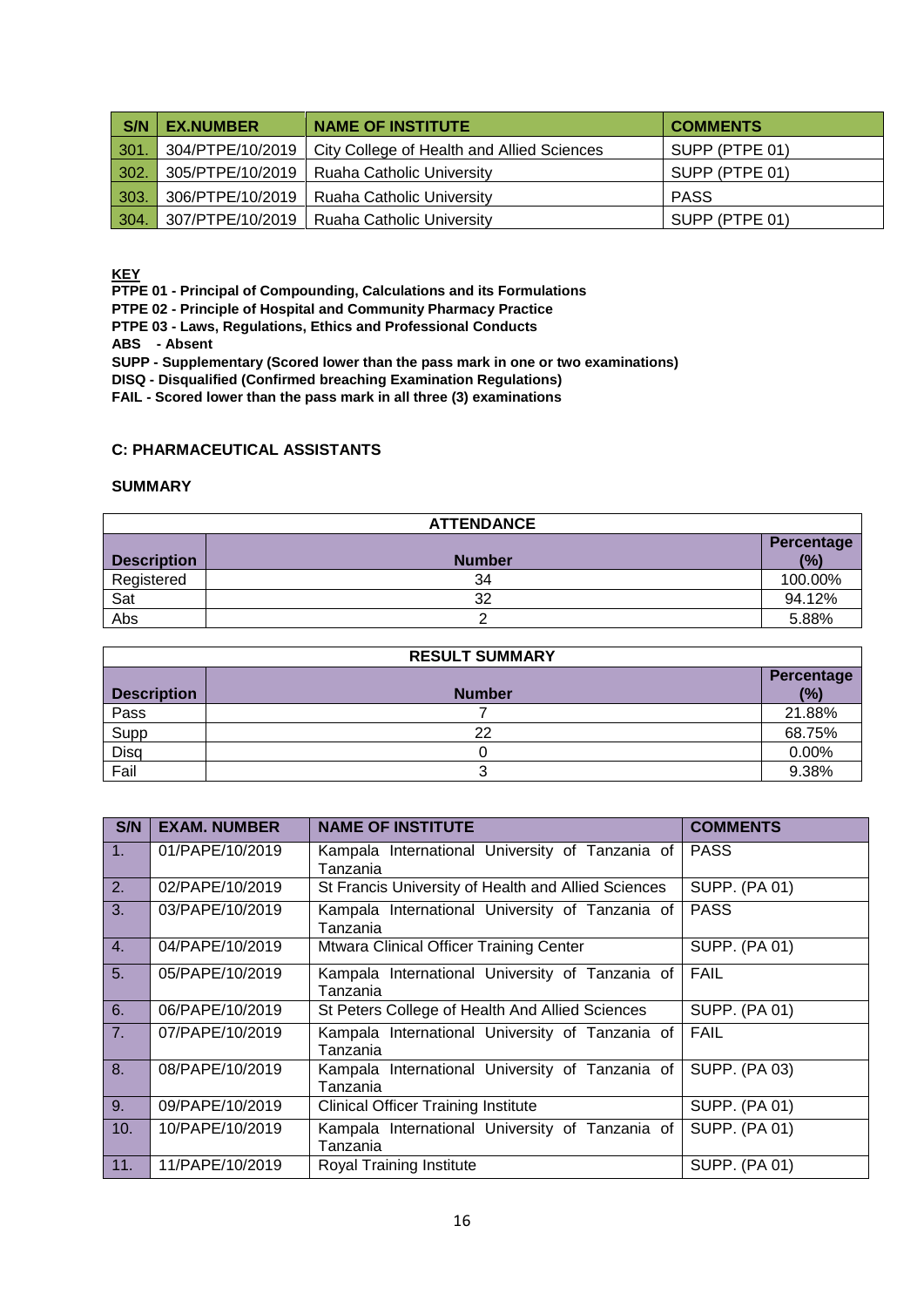| S/N | EX.NUMBER | NAME OF INSTITUTE | COMMENTS |
|---|---|---|---|
| 301. | 304/PTPE/10/2019 | City College of Health and Allied Sciences | SUPP (PTPE 01) |
| 302. | 305/PTPE/10/2019 | Ruaha Catholic University | SUPP (PTPE 01) |
| 303. | 306/PTPE/10/2019 | Ruaha Catholic University | PASS |
| 304. | 307/PTPE/10/2019 | Ruaha Catholic University | SUPP (PTPE 01) |

**KEY**

**PTPE 01 - Principal of Compounding, Calculations and its Formulations**
**PTPE 02 - Principle of Hospital and Community Pharmacy Practice**
**PTPE 03 - Laws, Regulations, Ethics and Professional Conducts**
**ABS - Absent**
**SUPP - Supplementary (Scored lower than the pass mark in one or two examinations)**
**DISQ - Disqualified (Confirmed breaching Examination Regulations)**
**FAIL - Scored lower than the pass mark in all three (3) examinations**

### C: PHARMACEUTICAL ASSISTANTS

**SUMMARY**

| ATTENDANCE | | |
|---|---|---|
| **Description** | **Number** | **Percentage (%)** |
| Registered | 34 | 100.00% |
| Sat | 32 | 94.12% |
| Abs | 2 | 5.88% |

| RESULT SUMMARY | | |
|---|---|---|
| **Description** | **Number** | **Percentage (%)** |
| Pass | 7 | 21.88% |
| Supp | 22 | 68.75% |
| Disq | 0 | 0.00% |
| Fail | 3 | 9.38% |

| S/N | EXAM. NUMBER | NAME OF INSTITUTE | COMMENTS |
|---|---|---|---|
| 1. | 01/PAPE/10/2019 | Kampala International University of Tanzania of Tanzania | PASS |
| 2. | 02/PAPE/10/2019 | St Francis University of Health and Allied Sciences | SUPP. (PA 01) |
| 3. | 03/PAPE/10/2019 | Kampala International University of Tanzania of Tanzania | PASS |
| 4. | 04/PAPE/10/2019 | Mtwara Clinical Officer Training Center | SUPP. (PA 01) |
| 5. | 05/PAPE/10/2019 | Kampala International University of Tanzania of Tanzania | FAIL |
| 6. | 06/PAPE/10/2019 | St Peters College of Health And Allied Sciences | SUPP. (PA 01) |
| 7. | 07/PAPE/10/2019 | Kampala International University of Tanzania of Tanzania | FAIL |
| 8. | 08/PAPE/10/2019 | Kampala International University of Tanzania of Tanzania | SUPP. (PA 03) |
| 9. | 09/PAPE/10/2019 | Clinical Officer Training Institute | SUPP. (PA 01) |
| 10. | 10/PAPE/10/2019 | Kampala International University of Tanzania of Tanzania | SUPP. (PA 01) |
| 11. | 11/PAPE/10/2019 | Royal Training Institute | SUPP. (PA 01) |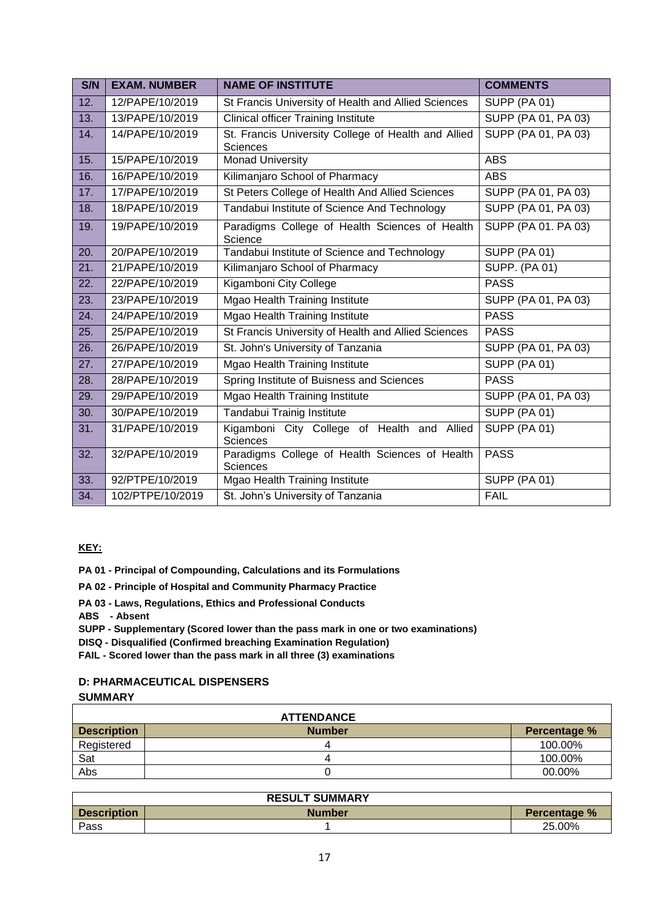| S/N | EXAM. NUMBER | NAME OF INSTITUTE | COMMENTS |
|---|---|---|---|
| 12. | 12/PAPE/10/2019 | St Francis University of Health and Allied Sciences | SUPP (PA 01) |
| 13. | 13/PAPE/10/2019 | Clinical officer Training Institute | SUPP (PA 01, PA 03) |
| 14. | 14/PAPE/10/2019 | St. Francis University College of Health and Allied Sciences | SUPP (PA 01, PA 03) |
| 15. | 15/PAPE/10/2019 | Monad University | ABS |
| 16. | 16/PAPE/10/2019 | Kilimanjaro School of Pharmacy | ABS |
| 17. | 17/PAPE/10/2019 | St Peters College of Health And Allied Sciences | SUPP (PA 01, PA 03) |
| 18. | 18/PAPE/10/2019 | Tandabui Institute of Science And Technology | SUPP (PA 01, PA 03) |
| 19. | 19/PAPE/10/2019 | Paradigms College of Health Sciences of Health Science | SUPP (PA 01. PA 03) |
| 20. | 20/PAPE/10/2019 | Tandabui Institute of Science and Technology | SUPP (PA 01) |
| 21. | 21/PAPE/10/2019 | Kilimanjaro School of Pharmacy | SUPP. (PA 01) |
| 22. | 22/PAPE/10/2019 | Kigamboni City College | PASS |
| 23. | 23/PAPE/10/2019 | Mgao Health Training Institute | SUPP (PA 01, PA 03) |
| 24. | 24/PAPE/10/2019 | Mgao Health Training Institute | PASS |
| 25. | 25/PAPE/10/2019 | St Francis University of Health and Allied Sciences | PASS |
| 26. | 26/PAPE/10/2019 | St. John's University of Tanzania | SUPP (PA 01, PA 03) |
| 27. | 27/PAPE/10/2019 | Mgao Health Training Institute | SUPP (PA 01) |
| 28. | 28/PAPE/10/2019 | Spring Institute of Buisness and Sciences | PASS |
| 29. | 29/PAPE/10/2019 | Mgao Health Training Institute | SUPP (PA 01, PA 03) |
| 30. | 30/PAPE/10/2019 | Tandabui Trainig Institute | SUPP (PA 01) |
| 31. | 31/PAPE/10/2019 | Kigamboni City College of Health and Allied Sciences | SUPP (PA 01) |
| 32. | 32/PAPE/10/2019 | Paradigms College of Health Sciences of Health Sciences | PASS |
| 33. | 92/PTPE/10/2019 | Mgao Health Training Institute | SUPP (PA 01) |
| 34. | 102/PTPE/10/2019 | St. John's University of Tanzania | FAIL |

**KEY:**

**PA 01 - Principal of Compounding, Calculations and its Formulations**

**PA 02 - Principle of Hospital and Community Pharmacy Practice**

**PA 03 - Laws, Regulations, Ethics and Professional Conducts**

**ABS - Absent**

**SUPP - Supplementary (Scored lower than the pass mark in one or two examinations)**

**DISQ - Disqualified (Confirmed breaching Examination Regulation)**

**FAIL - Scored lower than the pass mark in all three (3) examinations**

### D: PHARMACEUTICAL DISPENSERS

**SUMMARY**

| ATTENDANCE | | |
|---|---|---|
| **Description** | **Number** | **Percentage %** |
| Registered | 4 | 100.00% |
| Sat | 4 | 100.00% |
| Abs | 0 | 00.00% |

| RESULT SUMMARY | | |
|---|---|---|
| **Description** | **Number** | **Percentage %** |
| Pass | 1 | 25.00% |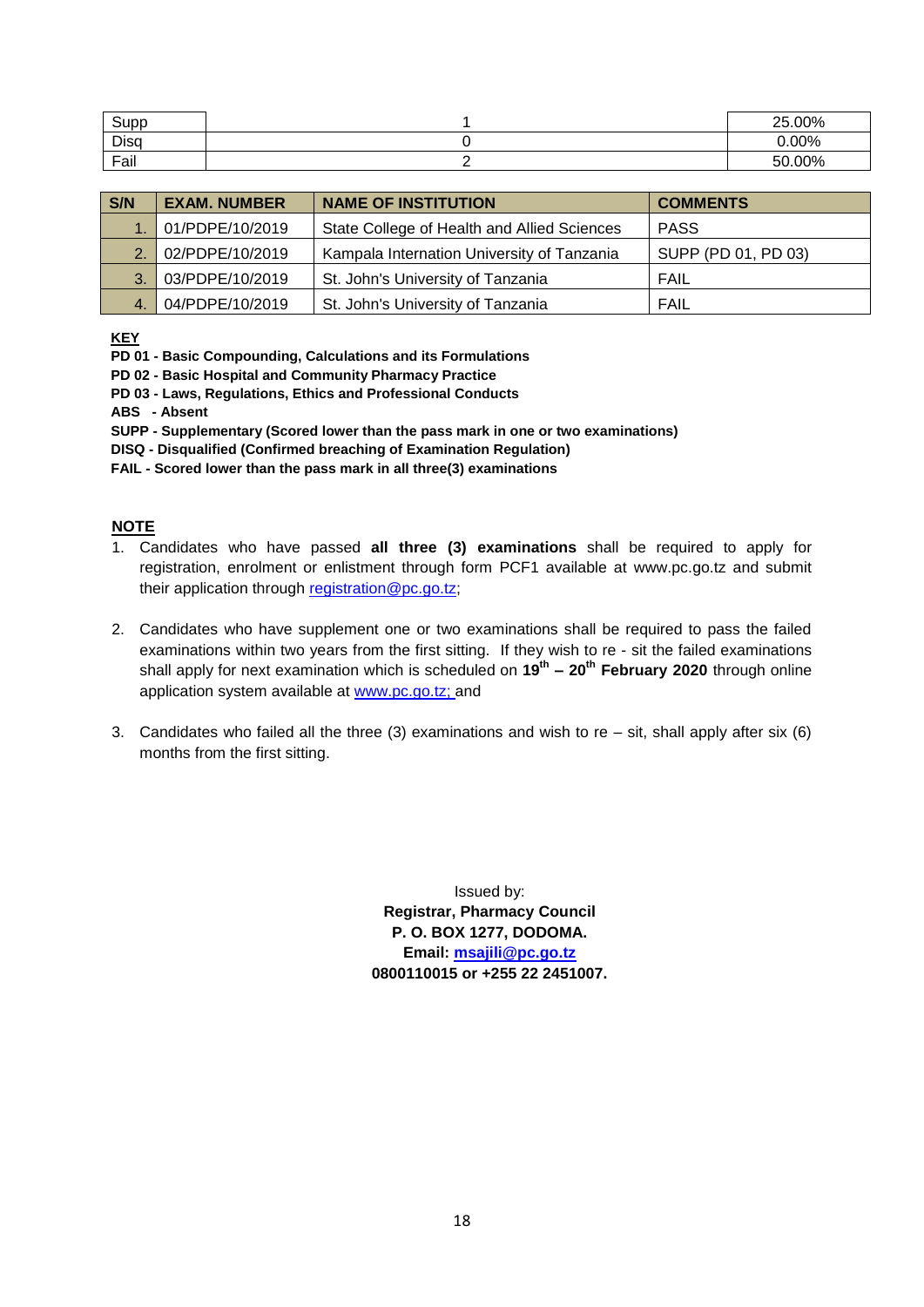| | | |
|---|---|---|
| Supp | 1 | 25.00% |
| Disq | 0 | 0.00% |
| Fail | 2 | 50.00% |

| S/N | EXAM. NUMBER | NAME OF INSTITUTION | COMMENTS |
|---|---|---|---|
| 1. | 01/PDPE/10/2019 | State College of Health and Allied Sciences | PASS |
| 2. | 02/PDPE/10/2019 | Kampala Internation University of Tanzania | SUPP (PD 01, PD 03) |
| 3. | 03/PDPE/10/2019 | St. John's University of Tanzania | FAIL |
| 4. | 04/PDPE/10/2019 | St. John's University of Tanzania | FAIL |

**KEY**

**PD 01 - Basic Compounding, Calculations and its Formulations**

**PD 02 - Basic Hospital and Community Pharmacy Practice**

**PD 03 - Laws, Regulations, Ethics and Professional Conducts**

**ABS - Absent**

**SUPP - Supplementary (Scored lower than the pass mark in one or two examinations)**

**DISQ - Disqualified (Confirmed breaching of Examination Regulation)**

**FAIL - Scored lower than the pass mark in all three(3) examinations**

**NOTE**

1. Candidates who have passed **all three (3) examinations** shall be required to apply for registration, enrolment or enlistment through form PCF1 available at www.pc.go.tz and submit their application through registration@pc.go.tz;

2. Candidates who have supplement one or two examinations shall be required to pass the failed examinations within two years from the first sitting. If they wish to re - sit the failed examinations shall apply for next examination which is scheduled on **19th – 20th February 2020** through online application system available at www.pc.go.tz; and

3. Candidates who failed all the three (3) examinations and wish to re – sit, shall apply after six (6) months from the first sitting.

Issued by:
**Registrar, Pharmacy Council**
**P. O. BOX 1277, DODOMA.**
**Email: msajili@pc.go.tz**
**0800110015 or +255 22 2451007.**